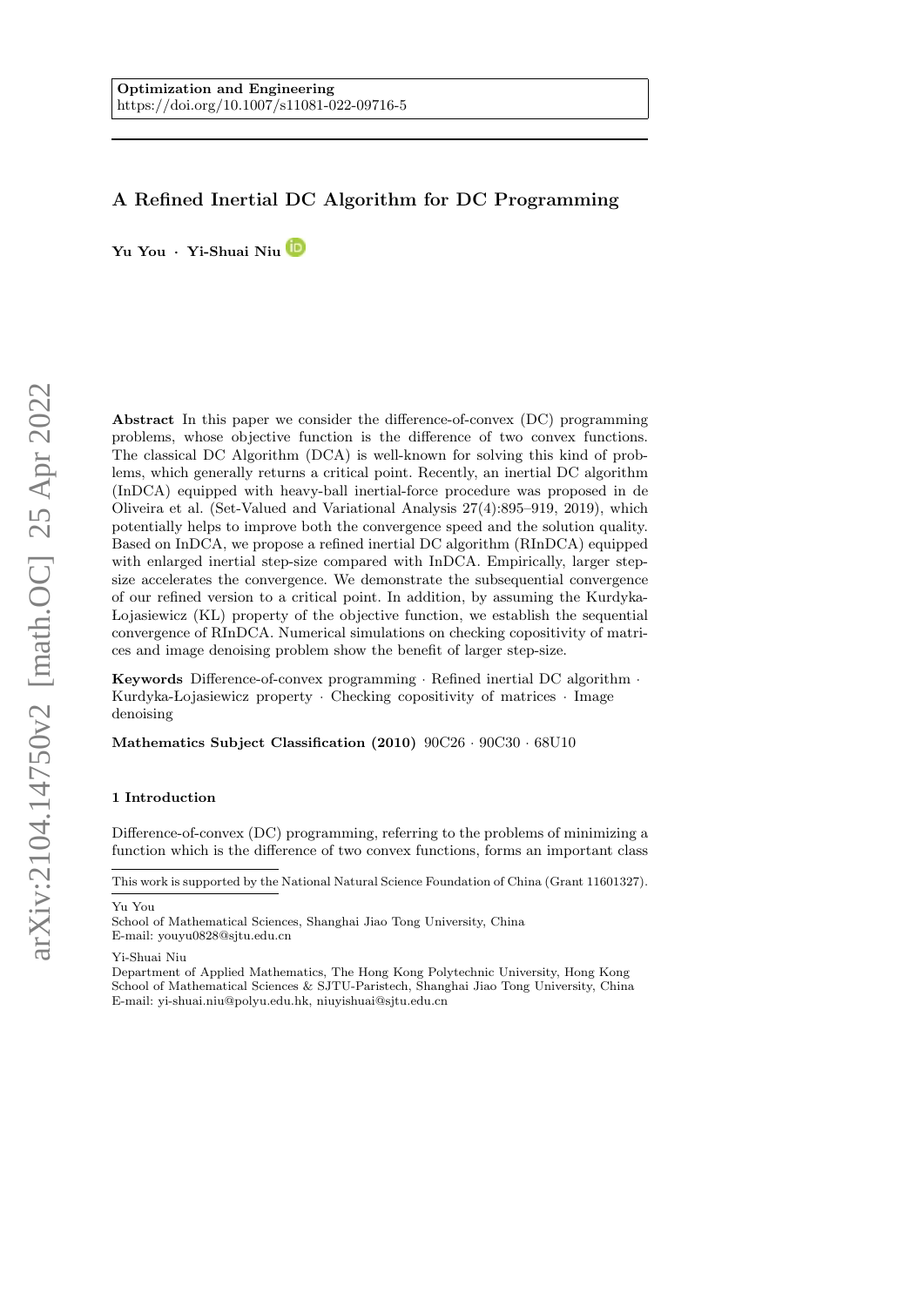Optimization and Engineering
https://doi.org/10.1007/s11081-022-09716-5

# A Refined Inertial DC Algorithm for DC Programming

**Yu You · Yi-Shuai Niu**

**Abstract** In this paper we consider the difference-of-convex (DC) programming problems, whose objective function is the difference of two convex functions. The classical DC Algorithm (DCA) is well-known for solving this kind of problems, which generally returns a critical point. Recently, an inertial DC algorithm (InDCA) equipped with heavy-ball inertial-force procedure was proposed in de Oliveira et al. (Set-Valued and Variational Analysis 27(4):895–919, 2019), which potentially helps to improve both the convergence speed and the solution quality. Based on InDCA, we propose a refined inertial DC algorithm (RInDCA) equipped with enlarged inertial step-size compared with InDCA. Empirically, larger step-size accelerates the convergence. We demonstrate the subsequential convergence of our refined version to a critical point. In addition, by assuming the Kurdyka-Łojasiewicz (KL) property of the objective function, we establish the sequential convergence of RInDCA. Numerical simulations on checking copositivity of matrices and image denoising problem show the benefit of larger step-size.

**Keywords** Difference-of-convex programming · Refined inertial DC algorithm · Kurdyka-Łojasiewicz property · Checking copositivity of matrices · Image denoising

**Mathematics Subject Classification (2010)** 90C26 · 90C30 · 68U10

## 1 Introduction

Difference-of-convex (DC) programming, referring to the problems of minimizing a function which is the difference of two convex functions, forms an important class

---

This work is supported by the National Natural Science Foundation of China (Grant 11601327).

Yu You
School of Mathematical Sciences, Shanghai Jiao Tong University, China
E-mail: youyu0828@sjtu.edu.cn

Yi-Shuai Niu
Department of Applied Mathematics, The Hong Kong Polytechnic University, Hong Kong
School of Mathematical Sciences & SJTU-Paristech, Shanghai Jiao Tong University, China
E-mail: yi-shuai.niu@polyu.edu.hk, niuyishuai@sjtu.edu.cn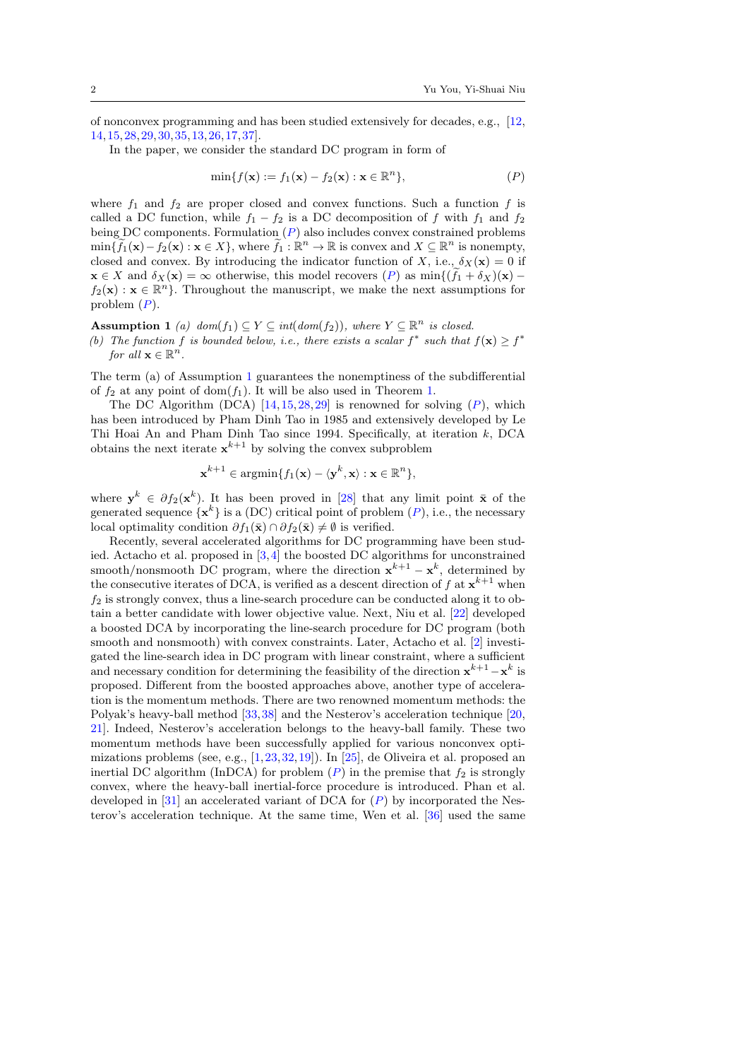of nonconvex programming and has been studied extensively for decades, e.g., [12, 14, 15, 28, 29, 30, 35, 13, 26, 17, 37].

In the paper, we consider the standard DC program in form of

$$\min\{f(\mathbf{x}) := f_1(\mathbf{x}) - f_2(\mathbf{x}) : \mathbf{x} \in \mathbb{R}^n\}, \tag{$P$}$$

where $f_1$ and $f_2$ are proper closed and convex functions. Such a function $f$ is called a DC function, while $f_1 - f_2$ is a DC decomposition of $f$ with $f_1$ and $f_2$ being DC components. Formulation ($P$) also includes convex constrained problems $\min\{\widetilde{f}_1(\mathbf{x}) - f_2(\mathbf{x}) : \mathbf{x} \in X\}$, where $\widetilde{f}_1 : \mathbb{R}^n \to \mathbb{R}$ is convex and $X \subseteq \mathbb{R}^n$ is nonempty, closed and convex. By introducing the indicator function of $X$, i.e., $\delta_X(\mathbf{x}) = 0$ if $\mathbf{x} \in X$ and $\delta_X(\mathbf{x}) = \infty$ otherwise, this model recovers ($P$) as $\min\{(\widetilde{f}_1 + \delta_X)(\mathbf{x}) - f_2(\mathbf{x}) : \mathbf{x} \in \mathbb{R}^n\}$. Throughout the manuscript, we make the next assumptions for problem ($P$).

**Assumption 1** *(a) $dom(f_1) \subseteq Y \subseteq int(dom(f_2))$, where $Y \subseteq \mathbb{R}^n$ is closed.*
*(b) The function $f$ is bounded below, i.e., there exists a scalar $f^*$ such that $f(\mathbf{x}) \geq f^*$ for all $\mathbf{x} \in \mathbb{R}^n$.*

The term (a) of Assumption 1 guarantees the nonemptiness of the subdifferential of $f_2$ at any point of $\mathrm{dom}(f_1)$. It will be also used in Theorem 1.

The DC Algorithm (DCA) [14, 15, 28, 29] is renowned for solving ($P$), which has been introduced by Pham Dinh Tao in 1985 and extensively developed by Le Thi Hoai An and Pham Dinh Tao since 1994. Specifically, at iteration $k$, DCA obtains the next iterate $\mathbf{x}^{k+1}$ by solving the convex subproblem

$$\mathbf{x}^{k+1} \in \operatorname{argmin}\{f_1(\mathbf{x}) - \langle \mathbf{y}^k, \mathbf{x}\rangle : \mathbf{x} \in \mathbb{R}^n\},$$

where $\mathbf{y}^k \in \partial f_2(\mathbf{x}^k)$. It has been proved in [28] that any limit point $\bar{\mathbf{x}}$ of the generated sequence $\{\mathbf{x}^k\}$ is a (DC) critical point of problem ($P$), i.e., the necessary local optimality condition $\partial f_1(\bar{\mathbf{x}}) \cap \partial f_2(\bar{\mathbf{x}}) \neq \emptyset$ is verified.

Recently, several accelerated algorithms for DC programming have been studied. Actacho et al. proposed in [3, 4] the boosted DC algorithms for unconstrained smooth/nonsmooth DC program, where the direction $\mathbf{x}^{k+1} - \mathbf{x}^k$, determined by the consecutive iterates of DCA, is verified as a descent direction of $f$ at $\mathbf{x}^{k+1}$ when $f_2$ is strongly convex, thus a line-search procedure can be conducted along it to obtain a better candidate with lower objective value. Next, Niu et al. [22] developed a boosted DCA by incorporating the line-search procedure for DC program (both smooth and nonsmooth) with convex constraints. Later, Actacho et al. [2] investigated the line-search idea in DC program with linear constraint, where a sufficient and necessary condition for determining the feasibility of the direction $\mathbf{x}^{k+1} - \mathbf{x}^k$ is proposed. Different from the boosted approaches above, another type of acceleration is the momentum methods. There are two renowned momentum methods: the Polyak's heavy-ball method [33, 38] and the Nesterov's acceleration technique [20, 21]. Indeed, Nesterov's acceleration belongs to the heavy-ball family. These two momentum methods have been successfully applied for various nonconvex optimizations problems (see, e.g., [1, 23, 32, 19]). In [25], de Oliveira et al. proposed an inertial DC algorithm (InDCA) for problem ($P$) in the premise that $f_2$ is strongly convex, where the heavy-ball inertial-force procedure is introduced. Phan et al. developed in [31] an accelerated variant of DCA for ($P$) by incorporated the Nesterov's acceleration technique. At the same time, Wen et al. [36] used the same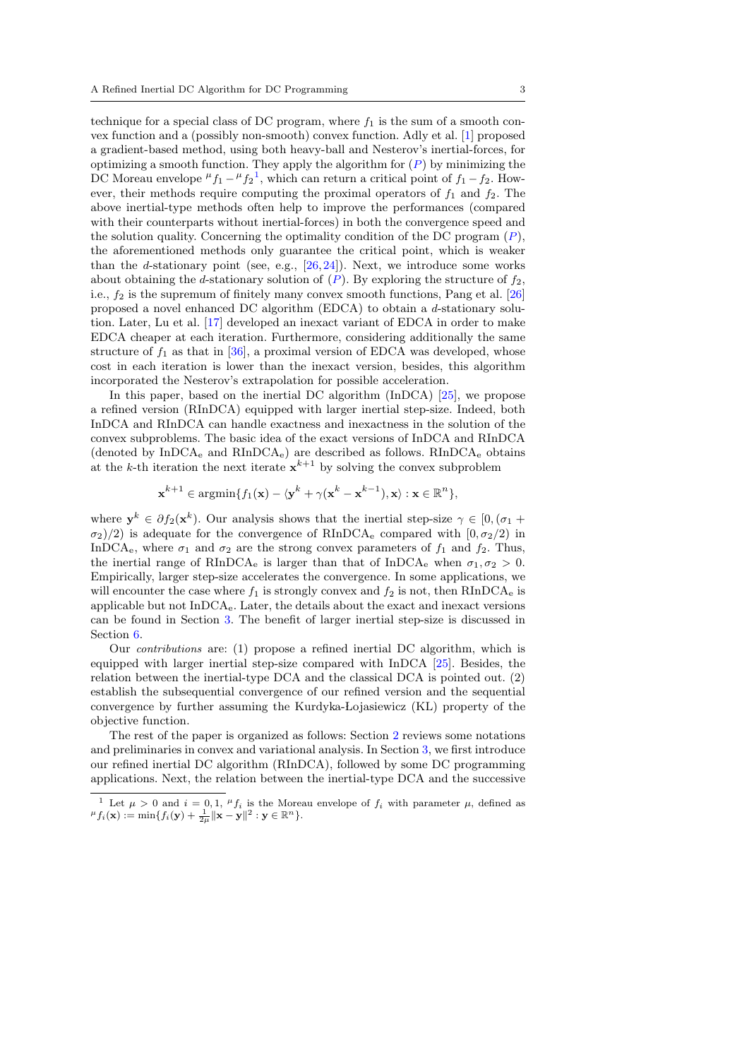technique for a special class of DC program, where $f_1$ is the sum of a smooth convex function and a (possibly non-smooth) convex function. Adly et al. [1] proposed a gradient-based method, using both heavy-ball and Nesterov's inertial-forces, for optimizing a smooth function. They apply the algorithm for ($P$) by minimizing the DC Moreau envelope ${}^{\mu}f_1 - {}^{\mu}f_2$[1], which can return a critical point of $f_1 - f_2$. However, their methods require computing the proximal operators of $f_1$ and $f_2$. The above inertial-type methods often help to improve the performances (compared with their counterparts without inertial-forces) in both the convergence speed and the solution quality. Concerning the optimality condition of the DC program ($P$), the aforementioned methods only guarantee the critical point, which is weaker than the $d$-stationary point (see, e.g., [26,24]). Next, we introduce some works about obtaining the $d$-stationary solution of ($P$). By exploring the structure of $f_2$, i.e., $f_2$ is the supremum of finitely many convex smooth functions, Pang et al. [26] proposed a novel enhanced DC algorithm (EDCA) to obtain a $d$-stationary solution. Later, Lu et al. [17] developed an inexact variant of EDCA in order to make EDCA cheaper at each iteration. Furthermore, considering additionally the same structure of $f_1$ as that in [36], a proximal version of EDCA was developed, whose cost in each iteration is lower than the inexact version, besides, this algorithm incorporated the Nesterov's extrapolation for possible acceleration.

In this paper, based on the inertial DC algorithm (InDCA) [25], we propose a refined version (RInDCA) equipped with larger inertial step-size. Indeed, both InDCA and RInDCA can handle exactness and inexactness in the solution of the convex subproblems. The basic idea of the exact versions of InDCA and RInDCA (denoted by $\mathrm{InDCA_e}$ and $\mathrm{RInDCA_e}$) are described as follows. $\mathrm{RInDCA_e}$ obtains at the $k$-th iteration the next iterate $\mathbf{x}^{k+1}$ by solving the convex subproblem

$$\mathbf{x}^{k+1} \in \operatorname{argmin}\{f_1(\mathbf{x}) - \langle \mathbf{y}^k + \gamma(\mathbf{x}^k - \mathbf{x}^{k-1}), \mathbf{x}\rangle : \mathbf{x} \in \mathbb{R}^n\},$$

where $\mathbf{y}^k \in \partial f_2(\mathbf{x}^k)$. Our analysis shows that the inertial step-size $\gamma \in [0, (\sigma_1 + \sigma_2)/2)$ is adequate for the convergence of $\mathrm{RInDCA_e}$ compared with $[0, \sigma_2/2)$ in $\mathrm{InDCA_e}$, where $\sigma_1$ and $\sigma_2$ are the strong convex parameters of $f_1$ and $f_2$. Thus, the inertial range of $\mathrm{RInDCA_e}$ is larger than that of $\mathrm{InDCA_e}$ when $\sigma_1, \sigma_2 > 0$. Empirically, larger step-size accelerates the convergence. In some applications, we will encounter the case where $f_1$ is strongly convex and $f_2$ is not, then $\mathrm{RInDCA_e}$ is applicable but not $\mathrm{InDCA_e}$. Later, the details about the exact and inexact versions can be found in Section 3. The benefit of larger inertial step-size is discussed in Section 6.

Our *contributions* are: (1) propose a refined inertial DC algorithm, which is equipped with larger inertial step-size compared with InDCA [25]. Besides, the relation between the inertial-type DCA and the classical DCA is pointed out. (2) establish the subsequential convergence of our refined version and the sequential convergence by further assuming the Kurdyka-Łojasiewicz (KL) property of the objective function.

The rest of the paper is organized as follows: Section 2 reviews some notations and preliminaries in convex and variational analysis. In Section 3, we first introduce our refined inertial DC algorithm (RInDCA), followed by some DC programming applications. Next, the relation between the inertial-type DCA and the successive

[1] Let $\mu > 0$ and $i = 0, 1$, ${}^{\mu}f_i$ is the Moreau envelope of $f_i$ with parameter $\mu$, defined as ${}^{\mu}f_i(\mathbf{x}) := \min\{f_i(\mathbf{y}) + \frac{1}{2\mu}\|\mathbf{x} - \mathbf{y}\|^2 : \mathbf{y} \in \mathbb{R}^n\}$.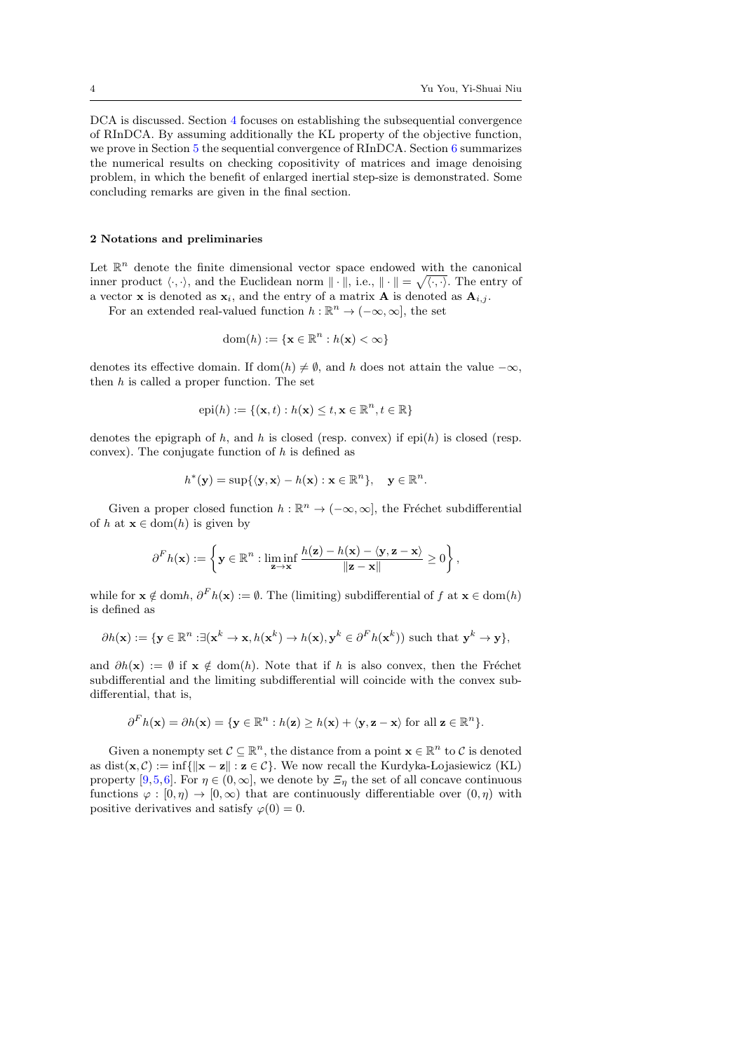DCA is discussed. Section 4 focuses on establishing the subsequential convergence of RInDCA. By assuming additionally the KL property of the objective function, we prove in Section 5 the sequential convergence of RInDCA. Section 6 summarizes the numerical results on checking copositivity of matrices and image denoising problem, in which the benefit of enlarged inertial step-size is demonstrated. Some concluding remarks are given in the final section.

## 2 Notations and preliminaries

Let $\mathbb{R}^n$ denote the finite dimensional vector space endowed with the canonical inner product $\langle\cdot,\cdot\rangle$, and the Euclidean norm $\|\cdot\|$, i.e., $\|\cdot\| = \sqrt{\langle\cdot,\cdot\rangle}$. The entry of a vector $\mathbf{x}$ is denoted as $\mathbf{x}_i$, and the entry of a matrix $\mathbf{A}$ is denoted as $\mathbf{A}_{i,j}$.

For an extended real-valued function $h : \mathbb{R}^n \to (-\infty, \infty]$, the set

$$\mathrm{dom}(h) := \{\mathbf{x} \in \mathbb{R}^n : h(\mathbf{x}) < \infty\}$$

denotes its effective domain. If $\mathrm{dom}(h) \neq \emptyset$, and $h$ does not attain the value $-\infty$, then $h$ is called a proper function. The set

$$\mathrm{epi}(h) := \{(\mathbf{x}, t) : h(\mathbf{x}) \leq t, \mathbf{x} \in \mathbb{R}^n, t \in \mathbb{R}\}$$

denotes the epigraph of $h$, and $h$ is closed (resp. convex) if $\mathrm{epi}(h)$ is closed (resp. convex). The conjugate function of $h$ is defined as

$$h^*(\mathbf{y}) = \sup\{\langle \mathbf{y}, \mathbf{x}\rangle - h(\mathbf{x}) : \mathbf{x} \in \mathbb{R}^n\}, \quad \mathbf{y} \in \mathbb{R}^n.$$

Given a proper closed function $h : \mathbb{R}^n \to (-\infty, \infty]$, the Fréchet subdifferential of $h$ at $\mathbf{x} \in \mathrm{dom}(h)$ is given by

$$\partial^F h(\mathbf{x}) := \left\{ \mathbf{y} \in \mathbb{R}^n : \liminf_{\mathbf{z}\to\mathbf{x}} \frac{h(\mathbf{z}) - h(\mathbf{x}) - \langle \mathbf{y}, \mathbf{z} - \mathbf{x}\rangle}{\|\mathbf{z} - \mathbf{x}\|} \geq 0 \right\},$$

while for $\mathbf{x} \notin \mathrm{dom}h$, $\partial^F h(\mathbf{x}) := \emptyset$. The (limiting) subdifferential of $f$ at $\mathbf{x} \in \mathrm{dom}(h)$ is defined as

$$\partial h(\mathbf{x}) := \{\mathbf{y} \in \mathbb{R}^n : \exists(\mathbf{x}^k \to \mathbf{x}, h(\mathbf{x}^k) \to h(\mathbf{x}), \mathbf{y}^k \in \partial^F h(\mathbf{x}^k)) \text{ such that } \mathbf{y}^k \to \mathbf{y}\},$$

and $\partial h(\mathbf{x}) := \emptyset$ if $\mathbf{x} \notin \mathrm{dom}(h)$. Note that if $h$ is also convex, then the Fréchet subdifferential and the limiting subdifferential will coincide with the convex subdifferential, that is,

$$\partial^F h(\mathbf{x}) = \partial h(\mathbf{x}) = \{\mathbf{y} \in \mathbb{R}^n : h(\mathbf{z}) \geq h(\mathbf{x}) + \langle \mathbf{y}, \mathbf{z} - \mathbf{x}\rangle \text{ for all } \mathbf{z} \in \mathbb{R}^n\}.$$

Given a nonempty set $\mathcal{C} \subseteq \mathbb{R}^n$, the distance from a point $\mathbf{x} \in \mathbb{R}^n$ to $\mathcal{C}$ is denoted as $\mathrm{dist}(\mathbf{x}, \mathcal{C}) := \inf\{\|\mathbf{x} - \mathbf{z}\| : \mathbf{z} \in \mathcal{C}\}$. We now recall the Kurdyka-Lojasiewicz (KL) property [9,5,6]. For $\eta \in (0, \infty]$, we denote by $\Xi_\eta$ the set of all concave continuous functions $\varphi : [0, \eta) \to [0, \infty)$ that are continuously differentiable over $(0, \eta)$ with positive derivatives and satisfy $\varphi(0) = 0$.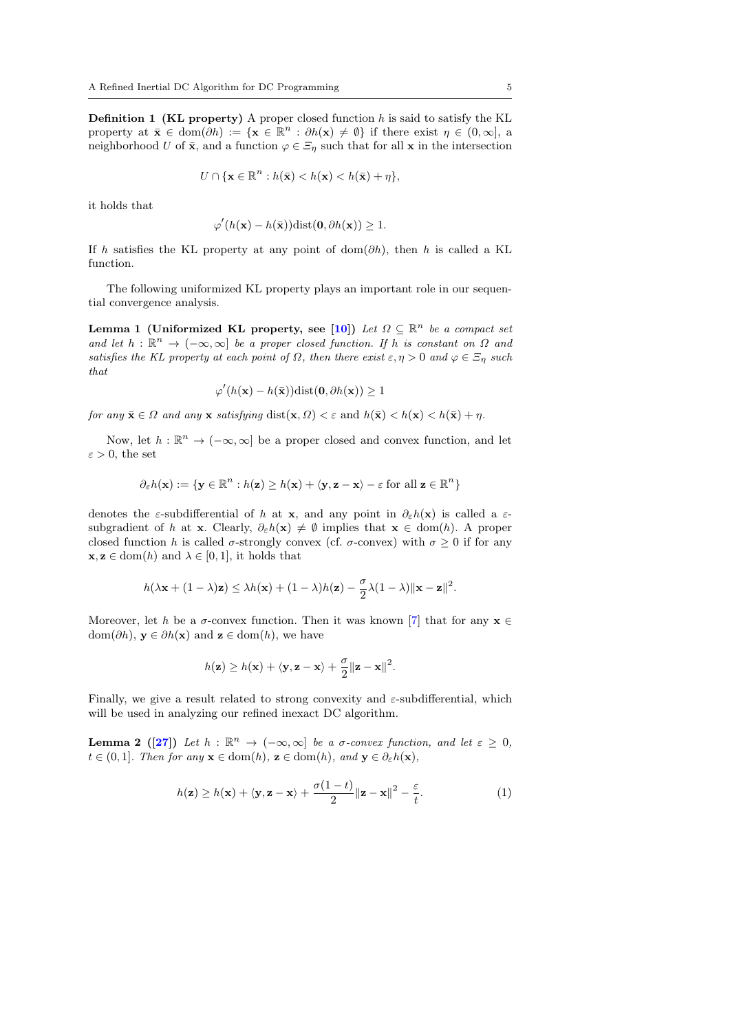**Definition 1 (KL property)** A proper closed function $h$ is said to satisfy the KL property at $\bar{\mathbf{x}} \in \mathrm{dom}(\partial h) := \{\mathbf{x} \in \mathbb{R}^n : \partial h(\mathbf{x}) \neq \emptyset\}$ if there exist $\eta \in (0, \infty]$, a neighborhood $U$ of $\bar{\mathbf{x}}$, and a function $\varphi \in \Xi_\eta$ such that for all $\mathbf{x}$ in the intersection

$$U \cap \{\mathbf{x} \in \mathbb{R}^n : h(\bar{\mathbf{x}}) < h(\mathbf{x}) < h(\bar{\mathbf{x}}) + \eta\},$$

it holds that

$$\varphi'(h(\mathbf{x}) - h(\bar{\mathbf{x}}))\mathrm{dist}(\mathbf{0}, \partial h(\mathbf{x})) \geq 1.$$

If $h$ satisfies the KL property at any point of $\mathrm{dom}(\partial h)$, then $h$ is called a KL function.

The following uniformized KL property plays an important role in our sequential convergence analysis.

**Lemma 1 (Uniformized KL property, see [10])** *Let $\Omega \subseteq \mathbb{R}^n$ be a compact set and let $h : \mathbb{R}^n \to (-\infty, \infty]$ be a proper closed function. If $h$ is constant on $\Omega$ and satisfies the KL property at each point of $\Omega$, then there exist $\varepsilon, \eta > 0$ and $\varphi \in \Xi_\eta$ such that*

$$\varphi'(h(\mathbf{x}) - h(\bar{\mathbf{x}}))\mathrm{dist}(\mathbf{0}, \partial h(\mathbf{x})) \geq 1$$

*for any $\bar{\mathbf{x}} \in \Omega$ and any $\mathbf{x}$ satisfying $\mathrm{dist}(\mathbf{x}, \Omega) < \varepsilon$ and $h(\bar{\mathbf{x}}) < h(\mathbf{x}) < h(\bar{\mathbf{x}}) + \eta$.*

Now, let $h : \mathbb{R}^n \to (-\infty, \infty]$ be a proper closed and convex function, and let $\varepsilon > 0$, the set

$$\partial_\varepsilon h(\mathbf{x}) := \{\mathbf{y} \in \mathbb{R}^n : h(\mathbf{z}) \geq h(\mathbf{x}) + \langle \mathbf{y}, \mathbf{z} - \mathbf{x} \rangle - \varepsilon \text{ for all } \mathbf{z} \in \mathbb{R}^n\}$$

denotes the $\varepsilon$-subdifferential of $h$ at $\mathbf{x}$, and any point in $\partial_\varepsilon h(\mathbf{x})$ is called a $\varepsilon$-subgradient of $h$ at $\mathbf{x}$. Clearly, $\partial_\varepsilon h(\mathbf{x}) \neq \emptyset$ implies that $\mathbf{x} \in \mathrm{dom}(h)$. A proper closed function $h$ is called $\sigma$-strongly convex (cf. $\sigma$-convex) with $\sigma \geq 0$ if for any $\mathbf{x}, \mathbf{z} \in \mathrm{dom}(h)$ and $\lambda \in [0, 1]$, it holds that

$$h(\lambda \mathbf{x} + (1 - \lambda)\mathbf{z}) \leq \lambda h(\mathbf{x}) + (1 - \lambda)h(\mathbf{z}) - \frac{\sigma}{2}\lambda(1 - \lambda)\|\mathbf{x} - \mathbf{z}\|^2.$$

Moreover, let $h$ be a $\sigma$-convex function. Then it was known [7] that for any $\mathbf{x} \in \mathrm{dom}(\partial h)$, $\mathbf{y} \in \partial h(\mathbf{x})$ and $\mathbf{z} \in \mathrm{dom}(h)$, we have

$$h(\mathbf{z}) \geq h(\mathbf{x}) + \langle \mathbf{y}, \mathbf{z} - \mathbf{x} \rangle + \frac{\sigma}{2}\|\mathbf{z} - \mathbf{x}\|^2.$$

Finally, we give a result related to strong convexity and $\varepsilon$-subdifferential, which will be used in analyzing our refined inexact DC algorithm.

**Lemma 2 ([27])** *Let $h : \mathbb{R}^n \to (-\infty, \infty]$ be a $\sigma$-convex function, and let $\varepsilon \geq 0$, $t \in (0, 1]$. Then for any $\mathbf{x} \in \mathrm{dom}(h)$, $\mathbf{z} \in \mathrm{dom}(h)$, and $\mathbf{y} \in \partial_\varepsilon h(\mathbf{x})$,*

$$h(\mathbf{z}) \geq h(\mathbf{x}) + \langle \mathbf{y}, \mathbf{z} - \mathbf{x} \rangle + \frac{\sigma(1 - t)}{2}\|\mathbf{z} - \mathbf{x}\|^2 - \frac{\varepsilon}{t}. \tag{1}$$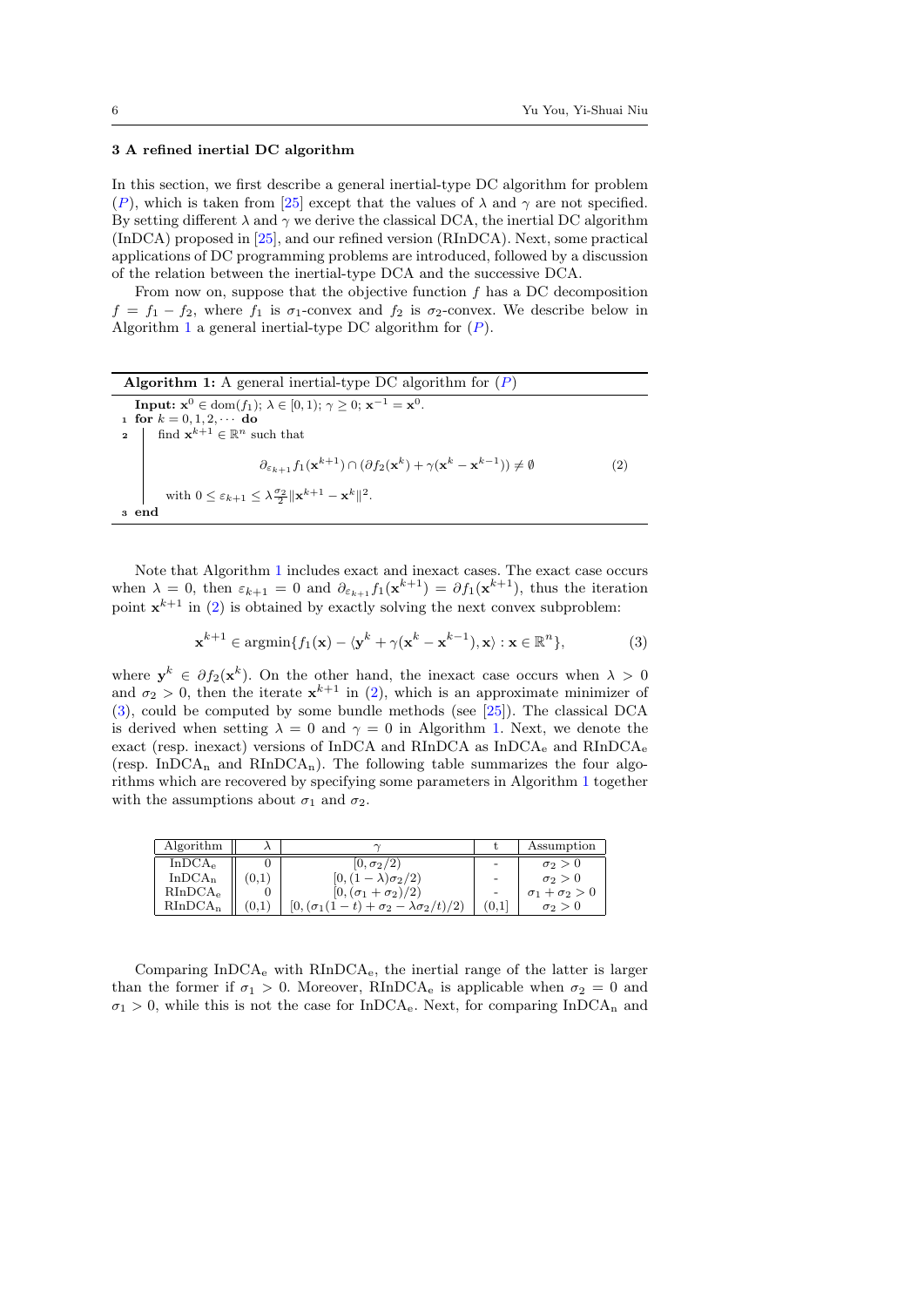### 3 A refined inertial DC algorithm

In this section, we first describe a general inertial-type DC algorithm for problem ($P$), which is taken from [25] except that the values of $\lambda$ and $\gamma$ are not specified. By setting different $\lambda$ and $\gamma$ we derive the classical DCA, the inertial DC algorithm (InDCA) proposed in [25], and our refined version (RInDCA). Next, some practical applications of DC programming problems are introduced, followed by a discussion of the relation between the inertial-type DCA and the successive DCA.

From now on, suppose that the objective function $f$ has a DC decomposition $f = f_1 - f_2$, where $f_1$ is $\sigma_1$-convex and $f_2$ is $\sigma_2$-convex. We describe below in Algorithm 1 a general inertial-type DC algorithm for ($P$).

---

**Algorithm 1:** A general inertial-type DC algorithm for ($P$)

---

**Input:** $\mathbf{x}^0 \in \mathrm{dom}(f_1)$; $\lambda \in [0, 1)$; $\gamma \geq 0$; $\mathbf{x}^{-1} = \mathbf{x}^0$.

1 **for** $k = 0, 1, 2, \cdots$ **do**

2 &nbsp;&nbsp;&nbsp;&nbsp;find $\mathbf{x}^{k+1} \in \mathbb{R}^n$ such that

$$\partial_{\varepsilon_{k+1}} f_1(\mathbf{x}^{k+1}) \cap (\partial f_2(\mathbf{x}^k) + \gamma(\mathbf{x}^k - \mathbf{x}^{k-1})) \neq \emptyset \tag{2}$$

&nbsp;&nbsp;&nbsp;&nbsp;with $0 \leq \varepsilon_{k+1} \leq \lambda \frac{\sigma_2}{2} \|\mathbf{x}^{k+1} - \mathbf{x}^k\|^2$.

3 **end**

---

Note that Algorithm 1 includes exact and inexact cases. The exact case occurs when $\lambda = 0$, then $\varepsilon_{k+1} = 0$ and $\partial_{\varepsilon_{k+1}} f_1(\mathbf{x}^{k+1}) = \partial f_1(\mathbf{x}^{k+1})$, thus the iteration point $\mathbf{x}^{k+1}$ in (2) is obtained by exactly solving the next convex subproblem:

$$\mathbf{x}^{k+1} \in \mathrm{argmin}\{f_1(\mathbf{x}) - \langle \mathbf{y}^k + \gamma(\mathbf{x}^k - \mathbf{x}^{k-1}), \mathbf{x}\rangle : \mathbf{x} \in \mathbb{R}^n\}, \tag{3}$$

where $\mathbf{y}^k \in \partial f_2(\mathbf{x}^k)$. On the other hand, the inexact case occurs when $\lambda > 0$ and $\sigma_2 > 0$, then the iterate $\mathbf{x}^{k+1}$ in (2), which is an approximate minimizer of (3), could be computed by some bundle methods (see [25]). The classical DCA is derived when setting $\lambda = 0$ and $\gamma = 0$ in Algorithm 1. Next, we denote the exact (resp. inexact) versions of InDCA and RInDCA as $\text{InDCA}_\text{e}$ and $\text{RInDCA}_\text{e}$ (resp. $\text{InDCA}_\text{n}$ and $\text{RInDCA}_\text{n}$). The following table summarizes the four algorithms which are recovered by specifying some parameters in Algorithm 1 together with the assumptions about $\sigma_1$ and $\sigma_2$.

| Algorithm | $\lambda$ | $\gamma$ | t | Assumption |
|---|---|---|---|---|
| $\text{InDCA}_\text{e}$ | 0 | $[0, \sigma_2/2)$ | - | $\sigma_2 > 0$ |
| $\text{InDCA}_\text{n}$ | (0,1) | $[0, (1-\lambda)\sigma_2/2)$ | - | $\sigma_2 > 0$ |
| $\text{RInDCA}_\text{e}$ | 0 | $[0, (\sigma_1 + \sigma_2)/2)$ | - | $\sigma_1 + \sigma_2 > 0$ |
| $\text{RInDCA}_\text{n}$ | (0,1) | $[0, (\sigma_1(1-t) + \sigma_2 - \lambda\sigma_2/t)/2)$ | (0,1] | $\sigma_2 > 0$ |

Comparing $\text{InDCA}_\text{e}$ with $\text{RInDCA}_\text{e}$, the inertial range of the latter is larger than the former if $\sigma_1 > 0$. Moreover, $\text{RInDCA}_\text{e}$ is applicable when $\sigma_2 = 0$ and $\sigma_1 > 0$, while this is not the case for $\text{InDCA}_\text{e}$. Next, for comparing $\text{InDCA}_\text{n}$ and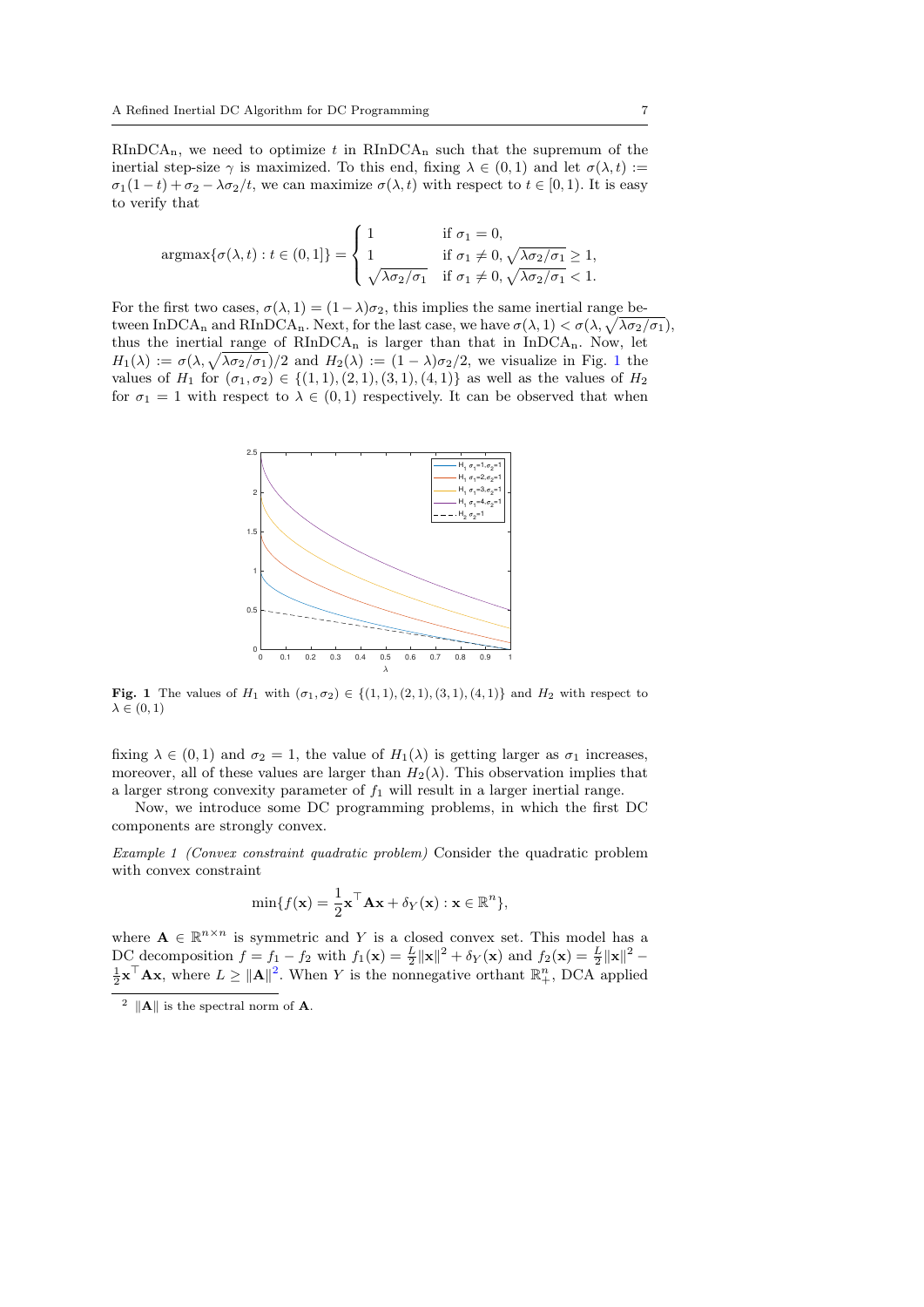RInDCA$_\text{n}$, we need to optimize $t$ in RInDCA$_\text{n}$ such that the supremum of the inertial step-size $\gamma$ is maximized. To this end, fixing $\lambda \in (0,1)$ and let $\sigma(\lambda, t) := \sigma_1(1-t) + \sigma_2 - \lambda\sigma_2/t$, we can maximize $\sigma(\lambda, t)$ with respect to $t \in [0,1)$. It is easy to verify that

$$\operatorname{argmax}\{\sigma(\lambda, t) : t \in (0,1]\} = \begin{cases} 1 & \text{if } \sigma_1 = 0, \\ 1 & \text{if } \sigma_1 \neq 0, \sqrt{\lambda\sigma_2/\sigma_1} \geq 1, \\ \sqrt{\lambda\sigma_2/\sigma_1} & \text{if } \sigma_1 \neq 0, \sqrt{\lambda\sigma_2/\sigma_1} < 1. \end{cases}$$

For the first two cases, $\sigma(\lambda, 1) = (1-\lambda)\sigma_2$, this implies the same inertial range between InDCA$_\text{n}$ and RInDCA$_\text{n}$. Next, for the last case, we have $\sigma(\lambda, 1) < \sigma(\lambda, \sqrt{\lambda\sigma_2/\sigma_1})$, thus the inertial range of RInDCA$_\text{n}$ is larger than that in InDCA$_\text{n}$. Now, let $H_1(\lambda) := \sigma(\lambda, \sqrt{\lambda\sigma_2/\sigma_1})/2$ and $H_2(\lambda) := (1-\lambda)\sigma_2/2$, we visualize in Fig. 1 the values of $H_1$ for $(\sigma_1, \sigma_2) \in \{(1,1), (2,1), (3,1), (4,1)\}$ as well as the values of $H_2$ for $\sigma_1 = 1$ with respect to $\lambda \in (0,1)$ respectively. It can be observed that when

**Fig. 1** The values of $H_1$ with $(\sigma_1, \sigma_2) \in \{(1,1), (2,1), (3,1), (4,1)\}$ and $H_2$ with respect to $\lambda \in (0,1)$

fixing $\lambda \in (0,1)$ and $\sigma_2 = 1$, the value of $H_1(\lambda)$ is getting larger as $\sigma_1$ increases, moreover, all of these values are larger than $H_2(\lambda)$. This observation implies that a larger strong convexity parameter of $f_1$ will result in a larger inertial range.

Now, we introduce some DC programming problems, in which the first DC components are strongly convex.

*Example 1 (Convex constraint quadratic problem)* Consider the quadratic problem with convex constraint

$$\min\{f(\mathbf{x}) = \frac{1}{2}\mathbf{x}^\top \mathbf{A}\mathbf{x} + \delta_Y(\mathbf{x}) : \mathbf{x} \in \mathbb{R}^n\},$$

where $\mathbf{A} \in \mathbb{R}^{n \times n}$ is symmetric and $Y$ is a closed convex set. This model has a DC decomposition $f = f_1 - f_2$ with $f_1(\mathbf{x}) = \frac{L}{2}\|\mathbf{x}\|^2 + \delta_Y(\mathbf{x})$ and $f_2(\mathbf{x}) = \frac{L}{2}\|\mathbf{x}\|^2 - \frac{1}{2}\mathbf{x}^\top \mathbf{A}\mathbf{x}$, where $L \geq \|\mathbf{A}\|$[2]. When $Y$ is the nonnegative orthant $\mathbb{R}^n_+$, DCA applied

[2] $\|\mathbf{A}\|$ is the spectral norm of $\mathbf{A}$.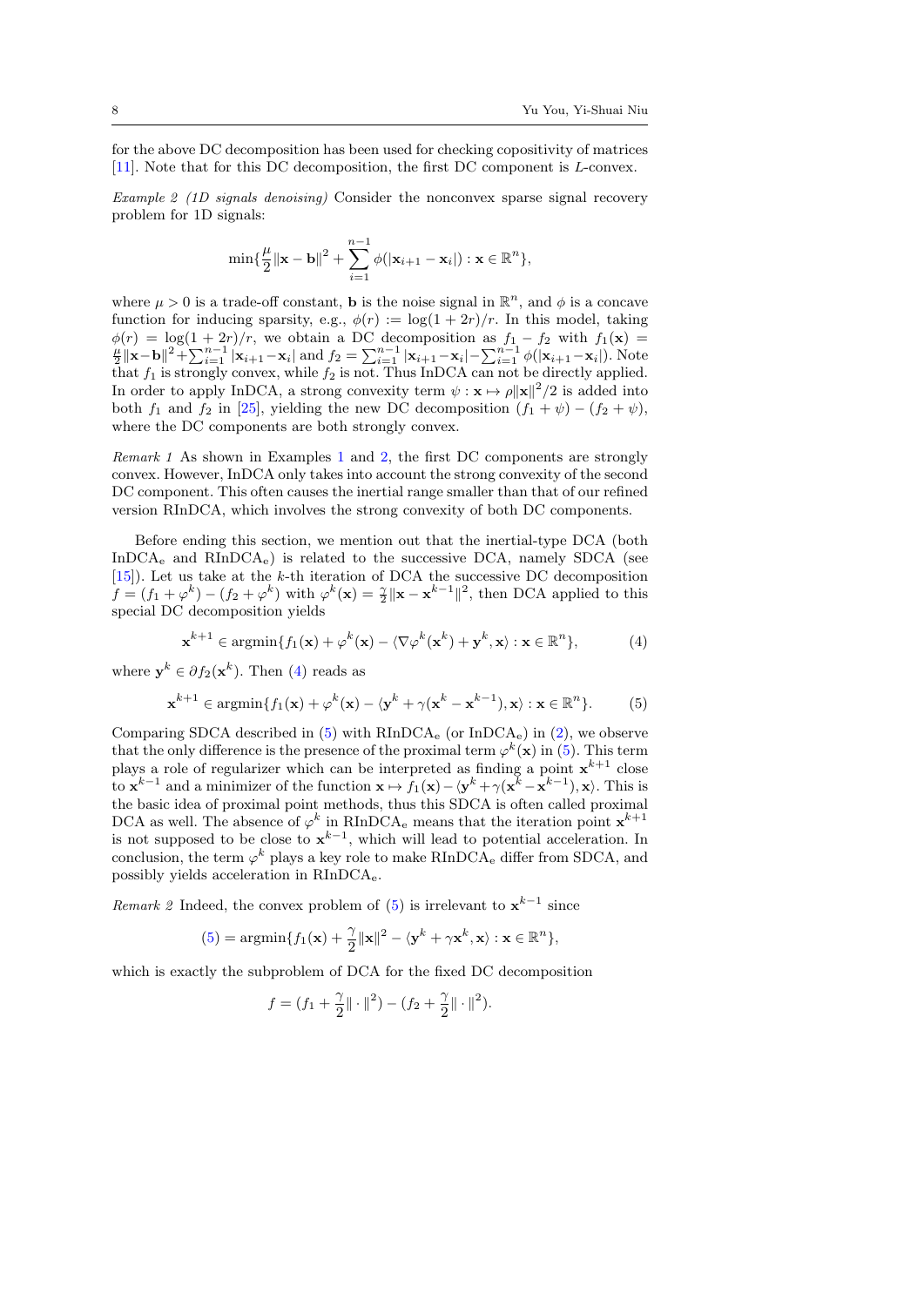for the above DC decomposition has been used for checking copositivity of matrices [11]. Note that for this DC decomposition, the first DC component is $L$-convex.

*Example 2 (1D signals denoising)* Consider the nonconvex sparse signal recovery problem for 1D signals:

$$\min\{\frac{\mu}{2}\|\mathbf{x}-\mathbf{b}\|^2 + \sum_{i=1}^{n-1}\phi(|\mathbf{x}_{i+1}-\mathbf{x}_i|) : \mathbf{x}\in\mathbb{R}^n\},$$

where $\mu > 0$ is a trade-off constant, $\mathbf{b}$ is the noise signal in $\mathbb{R}^n$, and $\phi$ is a concave function for inducing sparsity, e.g., $\phi(r) := \log(1+2r)/r$. In this model, taking $\phi(r) = \log(1+2r)/r$, we obtain a DC decomposition as $f_1 - f_2$ with $f_1(\mathbf{x}) = \frac{\mu}{2}\|\mathbf{x}-\mathbf{b}\|^2 + \sum_{i=1}^{n-1}|\mathbf{x}_{i+1}-\mathbf{x}_i|$ and $f_2 = \sum_{i=1}^{n-1}|\mathbf{x}_{i+1}-\mathbf{x}_i| - \sum_{i=1}^{n-1}\phi(|\mathbf{x}_{i+1}-\mathbf{x}_i|)$. Note that $f_1$ is strongly convex, while $f_2$ is not. Thus InDCA can not be directly applied. In order to apply InDCA, a strong convexity term $\psi : \mathbf{x} \mapsto \rho\|\mathbf{x}\|^2/2$ is added into both $f_1$ and $f_2$ in [25], yielding the new DC decomposition $(f_1+\psi)-(f_2+\psi)$, where the DC components are both strongly convex.

*Remark 1* As shown in Examples 1 and 2, the first DC components are strongly convex. However, InDCA only takes into account the strong convexity of the second DC component. This often causes the inertial range smaller than that of our refined version RInDCA, which involves the strong convexity of both DC components.

Before ending this section, we mention out that the inertial-type DCA (both $\text{InDCA}_\text{e}$ and $\text{RInDCA}_\text{e}$) is related to the successive DCA, namely SDCA (see [15]). Let us take at the $k$-th iteration of DCA the successive DC decomposition $f = (f_1 + \varphi^k) - (f_2 + \varphi^k)$ with $\varphi^k(\mathbf{x}) = \frac{\gamma}{2}\|\mathbf{x}-\mathbf{x}^{k-1}\|^2$, then DCA applied to this special DC decomposition yields

$$\mathbf{x}^{k+1} \in \operatorname{argmin}\{f_1(\mathbf{x}) + \varphi^k(\mathbf{x}) - \langle \nabla\varphi^k(\mathbf{x}^k) + \mathbf{y}^k, \mathbf{x}\rangle : \mathbf{x}\in\mathbb{R}^n\}, \tag{4}$$

where $\mathbf{y}^k \in \partial f_2(\mathbf{x}^k)$. Then (4) reads as

$$\mathbf{x}^{k+1} \in \operatorname{argmin}\{f_1(\mathbf{x}) + \varphi^k(\mathbf{x}) - \langle \mathbf{y}^k + \gamma(\mathbf{x}^k - \mathbf{x}^{k-1}), \mathbf{x}\rangle : \mathbf{x}\in\mathbb{R}^n\}. \tag{5}$$

Comparing SDCA described in (5) with $\text{RInDCA}_\text{e}$ (or $\text{InDCA}_\text{e}$) in (2), we observe that the only difference is the presence of the proximal term $\varphi^k(\mathbf{x})$ in (5). This term plays a role of regularizer which can be interpreted as finding a point $\mathbf{x}^{k+1}$ close to $\mathbf{x}^{k-1}$ and a minimizer of the function $\mathbf{x} \mapsto f_1(\mathbf{x}) - \langle \mathbf{y}^k + \gamma(\mathbf{x}^k - \mathbf{x}^{k-1}), \mathbf{x}\rangle$. This is the basic idea of proximal point methods, thus this SDCA is often called proximal DCA as well. The absence of $\varphi^k$ in $\text{RInDCA}_\text{e}$ means that the iteration point $\mathbf{x}^{k+1}$ is not supposed to be close to $\mathbf{x}^{k-1}$, which will lead to potential acceleration. In conclusion, the term $\varphi^k$ plays a key role to make $\text{RInDCA}_\text{e}$ differ from SDCA, and possibly yields acceleration in $\text{RInDCA}_\text{e}$.

*Remark 2* Indeed, the convex problem of (5) is irrelevant to $\mathbf{x}^{k-1}$ since

$$(5) = \operatorname{argmin}\{f_1(\mathbf{x}) + \frac{\gamma}{2}\|\mathbf{x}\|^2 - \langle \mathbf{y}^k + \gamma\mathbf{x}^k, \mathbf{x}\rangle : \mathbf{x}\in\mathbb{R}^n\},$$

which is exactly the subproblem of DCA for the fixed DC decomposition

$$f = (f_1 + \frac{\gamma}{2}\|\cdot\|^2) - (f_2 + \frac{\gamma}{2}\|\cdot\|^2).$$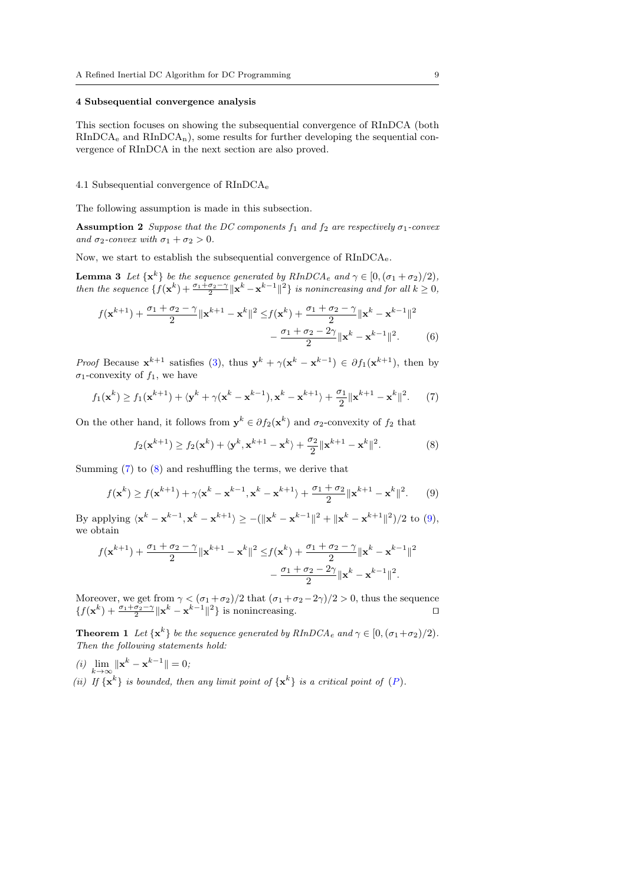## 4 Subsequential convergence analysis

This section focuses on showing the subsequential convergence of RInDCA (both $\text{RInDCA}_\text{e}$ and $\text{RInDCA}_\text{n}$), some results for further developing the sequential convergence of RInDCA in the next section are also proved.

### 4.1 Subsequential convergence of $\text{RInDCA}_\text{e}$

The following assumption is made in this subsection.

**Assumption 2** *Suppose that the DC components $f_1$ and $f_2$ are respectively $\sigma_1$-convex and $\sigma_2$-convex with $\sigma_1 + \sigma_2 > 0$.*

Now, we start to establish the subsequential convergence of $\text{RInDCA}_\text{e}$.

**Lemma 3** *Let $\{\mathbf{x}^k\}$ be the sequence generated by $RInDCA_e$ and $\gamma \in [0, (\sigma_1 + \sigma_2)/2)$, then the sequence $\{f(\mathbf{x}^k) + \frac{\sigma_1+\sigma_2-\gamma}{2}\|\mathbf{x}^k - \mathbf{x}^{k-1}\|^2\}$ is nonincreasing and for all $k \geq 0$,*

$$
\begin{aligned}
f(\mathbf{x}^{k+1}) + \frac{\sigma_1 + \sigma_2 - \gamma}{2}\|\mathbf{x}^{k+1} - \mathbf{x}^k\|^2 \leq & f(\mathbf{x}^k) + \frac{\sigma_1 + \sigma_2 - \gamma}{2}\|\mathbf{x}^k - \mathbf{x}^{k-1}\|^2 \\
& - \frac{\sigma_1 + \sigma_2 - 2\gamma}{2}\|\mathbf{x}^k - \mathbf{x}^{k-1}\|^2. \qquad (6)
\end{aligned}
$$

*Proof* Because $\mathbf{x}^{k+1}$ satisfies (3), thus $\mathbf{y}^k + \gamma(\mathbf{x}^k - \mathbf{x}^{k-1}) \in \partial f_1(\mathbf{x}^{k+1})$, then by $\sigma_1$-convexity of $f_1$, we have

$$
f_1(\mathbf{x}^k) \geq f_1(\mathbf{x}^{k+1}) + \langle \mathbf{y}^k + \gamma(\mathbf{x}^k - \mathbf{x}^{k-1}), \mathbf{x}^k - \mathbf{x}^{k+1}\rangle + \frac{\sigma_1}{2}\|\mathbf{x}^{k+1} - \mathbf{x}^k\|^2. \qquad (7)
$$

On the other hand, it follows from $\mathbf{y}^k \in \partial f_2(\mathbf{x}^k)$ and $\sigma_2$-convexity of $f_2$ that

$$
f_2(\mathbf{x}^{k+1}) \geq f_2(\mathbf{x}^k) + \langle \mathbf{y}^k, \mathbf{x}^{k+1} - \mathbf{x}^k\rangle + \frac{\sigma_2}{2}\|\mathbf{x}^{k+1} - \mathbf{x}^k\|^2. \qquad (8)
$$

Summing (7) to (8) and reshuffling the terms, we derive that

$$
f(\mathbf{x}^k) \geq f(\mathbf{x}^{k+1}) + \gamma\langle \mathbf{x}^k - \mathbf{x}^{k-1}, \mathbf{x}^k - \mathbf{x}^{k+1}\rangle + \frac{\sigma_1 + \sigma_2}{2}\|\mathbf{x}^{k+1} - \mathbf{x}^k\|^2. \qquad (9)
$$

By applying $\langle \mathbf{x}^k - \mathbf{x}^{k-1}, \mathbf{x}^k - \mathbf{x}^{k+1}\rangle \geq -(\|\mathbf{x}^k - \mathbf{x}^{k-1}\|^2 + \|\mathbf{x}^k - \mathbf{x}^{k+1}\|^2)/2$ to (9), we obtain

$$
\begin{aligned}
f(\mathbf{x}^{k+1}) + \frac{\sigma_1 + \sigma_2 - \gamma}{2}\|\mathbf{x}^{k+1} - \mathbf{x}^k\|^2 \leq & f(\mathbf{x}^k) + \frac{\sigma_1 + \sigma_2 - \gamma}{2}\|\mathbf{x}^k - \mathbf{x}^{k-1}\|^2 \\
& - \frac{\sigma_1 + \sigma_2 - 2\gamma}{2}\|\mathbf{x}^k - \mathbf{x}^{k-1}\|^2.
\end{aligned}
$$

Moreover, we get from $\gamma < (\sigma_1 + \sigma_2)/2$ that $(\sigma_1 + \sigma_2 - 2\gamma)/2 > 0$, thus the sequence $\{f(\mathbf{x}^k) + \frac{\sigma_1+\sigma_2-\gamma}{2}\|\mathbf{x}^k - \mathbf{x}^{k-1}\|^2\}$ is nonincreasing. ◻

**Theorem 1** *Let $\{\mathbf{x}^k\}$ be the sequence generated by $RInDCA_e$ and $\gamma \in [0, (\sigma_1+\sigma_2)/2)$. Then the following statements hold:*

*(i)* $\lim_{k\to\infty} \|\mathbf{x}^k - \mathbf{x}^{k-1}\| = 0$;

*(ii) If $\{\mathbf{x}^k\}$ is bounded, then any limit point of $\{\mathbf{x}^k\}$ is a critical point of (P).*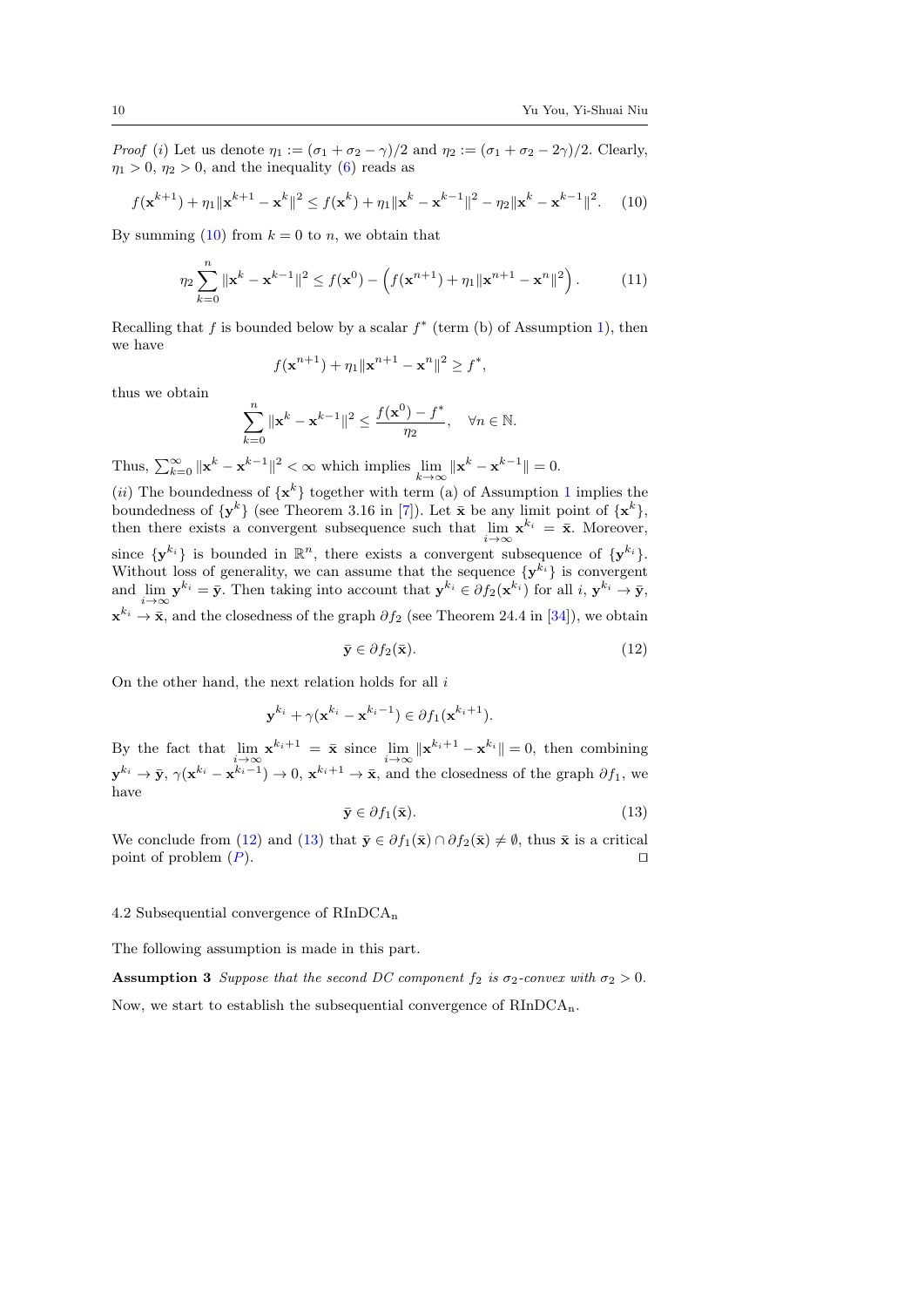*Proof* (*i*) Let us denote $\eta_1 := (\sigma_1 + \sigma_2 - \gamma)/2$ and $\eta_2 := (\sigma_1 + \sigma_2 - 2\gamma)/2$. Clearly, $\eta_1 > 0$, $\eta_2 > 0$, and the inequality (6) reads as

$$f(\mathbf{x}^{k+1}) + \eta_1 \|\mathbf{x}^{k+1} - \mathbf{x}^k\|^2 \leq f(\mathbf{x}^k) + \eta_1 \|\mathbf{x}^k - \mathbf{x}^{k-1}\|^2 - \eta_2 \|\mathbf{x}^k - \mathbf{x}^{k-1}\|^2. \quad (10)$$

By summing (10) from $k = 0$ to $n$, we obtain that

$$\eta_2 \sum_{k=0}^{n} \|\mathbf{x}^k - \mathbf{x}^{k-1}\|^2 \leq f(\mathbf{x}^0) - \left( f(\mathbf{x}^{n+1}) + \eta_1 \|\mathbf{x}^{n+1} - \mathbf{x}^n\|^2 \right). \quad (11)$$

Recalling that $f$ is bounded below by a scalar $f^*$ (term (b) of Assumption 1), then we have

$$f(\mathbf{x}^{n+1}) + \eta_1 \|\mathbf{x}^{n+1} - \mathbf{x}^n\|^2 \geq f^*,$$

thus we obtain

$$\sum_{k=0}^{n} \|\mathbf{x}^k - \mathbf{x}^{k-1}\|^2 \leq \frac{f(\mathbf{x}^0) - f^*}{\eta_2}, \quad \forall n \in \mathbb{N}.$$

Thus, $\sum_{k=0}^{\infty} \|\mathbf{x}^k - \mathbf{x}^{k-1}\|^2 < \infty$ which implies $\lim_{k\to\infty} \|\mathbf{x}^k - \mathbf{x}^{k-1}\| = 0$.

(*ii*) The boundedness of $\{\mathbf{x}^k\}$ together with term (a) of Assumption 1 implies the boundedness of $\{\mathbf{y}^k\}$ (see Theorem 3.16 in [7]). Let $\bar{\mathbf{x}}$ be any limit point of $\{\mathbf{x}^k\}$, then there exists a convergent subsequence such that $\lim_{i\to\infty} \mathbf{x}^{k_i} = \bar{\mathbf{x}}$. Moreover, since $\{\mathbf{y}^{k_i}\}$ is bounded in $\mathbb{R}^n$, there exists a convergent subsequence of $\{\mathbf{y}^{k_i}\}$. Without loss of generality, we can assume that the sequence $\{\mathbf{y}^{k_i}\}$ is convergent and $\lim_{i\to\infty} \mathbf{y}^{k_i} = \bar{\mathbf{y}}$. Then taking into account that $\mathbf{y}^{k_i} \in \partial f_2(\mathbf{x}^{k_i})$ for all $i$, $\mathbf{y}^{k_i} \to \bar{\mathbf{y}}$, $\mathbf{x}^{k_i} \to \bar{\mathbf{x}}$, and the closedness of the graph $\partial f_2$ (see Theorem 24.4 in [34]), we obtain

$$\bar{\mathbf{y}} \in \partial f_2(\bar{\mathbf{x}}). \quad (12)$$

On the other hand, the next relation holds for all $i$

$$\mathbf{y}^{k_i} + \gamma(\mathbf{x}^{k_i} - \mathbf{x}^{k_i-1}) \in \partial f_1(\mathbf{x}^{k_i+1}).$$

By the fact that $\lim_{i\to\infty} \mathbf{x}^{k_i+1} = \bar{\mathbf{x}}$ since $\lim_{i\to\infty} \|\mathbf{x}^{k_i+1} - \mathbf{x}^{k_i}\| = 0$, then combining $\mathbf{y}^{k_i} \to \bar{\mathbf{y}}$, $\gamma(\mathbf{x}^{k_i} - \mathbf{x}^{k_i-1}) \to 0$, $\mathbf{x}^{k_i+1} \to \bar{\mathbf{x}}$, and the closedness of the graph $\partial f_1$, we have

$$\bar{\mathbf{y}} \in \partial f_1(\bar{\mathbf{x}}). \quad (13)$$

We conclude from (12) and (13) that $\bar{\mathbf{y}} \in \partial f_1(\bar{\mathbf{x}}) \cap \partial f_2(\bar{\mathbf{x}}) \neq \emptyset$, thus $\bar{\mathbf{x}}$ is a critical point of problem ($P$). ◻

### 4.2 Subsequential convergence of RInDCA$_\text{n}$

The following assumption is made in this part.

**Assumption 3** *Suppose that the second DC component $f_2$ is $\sigma_2$-convex with $\sigma_2 > 0$.*

Now, we start to establish the subsequential convergence of RInDCA$_\text{n}$.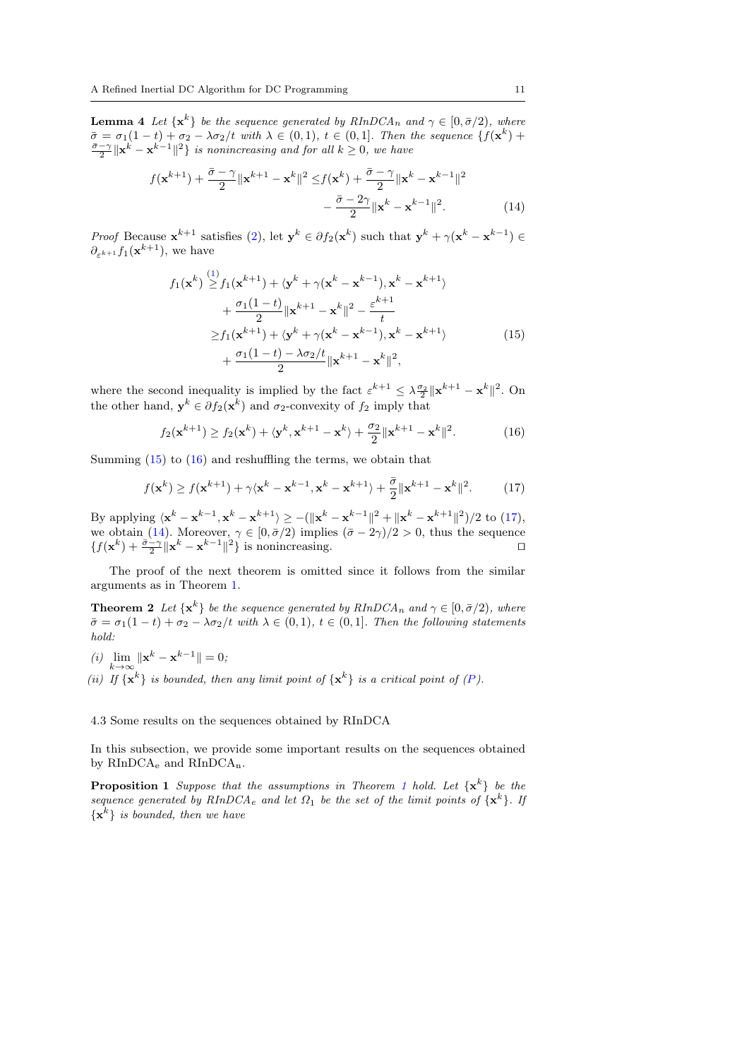**Lemma 4** *Let $\{\mathbf{x}^k\}$ be the sequence generated by RInDCA$_n$ and $\gamma \in [0, \bar{\sigma}/2)$, where $\bar{\sigma} = \sigma_1(1-t) + \sigma_2 - \lambda\sigma_2/t$ with $\lambda \in (0,1)$, $t \in (0,1]$. Then the sequence $\{f(\mathbf{x}^k) + \frac{\bar{\sigma}-\gamma}{2}\|\mathbf{x}^k - \mathbf{x}^{k-1}\|^2\}$ is nonincreasing and for all $k \geq 0$, we have*

$$
\begin{aligned}
f(\mathbf{x}^{k+1}) + \frac{\bar{\sigma}-\gamma}{2}\|\mathbf{x}^{k+1} - \mathbf{x}^k\|^2 \leq & f(\mathbf{x}^k) + \frac{\bar{\sigma}-\gamma}{2}\|\mathbf{x}^k - \mathbf{x}^{k-1}\|^2 \\
& - \frac{\bar{\sigma}-2\gamma}{2}\|\mathbf{x}^k - \mathbf{x}^{k-1}\|^2.
\end{aligned} \tag{14}
$$

*Proof* Because $\mathbf{x}^{k+1}$ satisfies (2), let $\mathbf{y}^k \in \partial f_2(\mathbf{x}^k)$ such that $\mathbf{y}^k + \gamma(\mathbf{x}^k - \mathbf{x}^{k-1}) \in \partial_{\varepsilon^{k+1}} f_1(\mathbf{x}^{k+1})$, we have

$$
\begin{aligned}
f_1(\mathbf{x}^k) \overset{(1)}{\geq} & f_1(\mathbf{x}^{k+1}) + \langle \mathbf{y}^k + \gamma(\mathbf{x}^k - \mathbf{x}^{k-1}), \mathbf{x}^k - \mathbf{x}^{k+1} \rangle \\
& + \frac{\sigma_1(1-t)}{2}\|\mathbf{x}^{k+1} - \mathbf{x}^k\|^2 - \frac{\varepsilon^{k+1}}{t} \\
\geq & f_1(\mathbf{x}^{k+1}) + \langle \mathbf{y}^k + \gamma(\mathbf{x}^k - \mathbf{x}^{k-1}), \mathbf{x}^k - \mathbf{x}^{k+1} \rangle \\
& + \frac{\sigma_1(1-t) - \lambda\sigma_2/t}{2}\|\mathbf{x}^{k+1} - \mathbf{x}^k\|^2,
\end{aligned} \tag{15}
$$

where the second inequality is implied by the fact $\varepsilon^{k+1} \leq \lambda\frac{\sigma_2}{2}\|\mathbf{x}^{k+1} - \mathbf{x}^k\|^2$. On the other hand, $\mathbf{y}^k \in \partial f_2(\mathbf{x}^k)$ and $\sigma_2$-convexity of $f_2$ imply that

$$
f_2(\mathbf{x}^{k+1}) \geq f_2(\mathbf{x}^k) + \langle \mathbf{y}^k, \mathbf{x}^{k+1} - \mathbf{x}^k \rangle + \frac{\sigma_2}{2}\|\mathbf{x}^{k+1} - \mathbf{x}^k\|^2. \tag{16}
$$

Summing (15) to (16) and reshuffling the terms, we obtain that

$$
f(\mathbf{x}^k) \geq f(\mathbf{x}^{k+1}) + \gamma\langle \mathbf{x}^k - \mathbf{x}^{k-1}, \mathbf{x}^k - \mathbf{x}^{k+1} \rangle + \frac{\bar{\sigma}}{2}\|\mathbf{x}^{k+1} - \mathbf{x}^k\|^2. \tag{17}
$$

By applying $\langle \mathbf{x}^k - \mathbf{x}^{k-1}, \mathbf{x}^k - \mathbf{x}^{k+1} \rangle \geq -(\|\mathbf{x}^k - \mathbf{x}^{k-1}\|^2 + \|\mathbf{x}^k - \mathbf{x}^{k+1}\|^2)/2$ to (17), we obtain (14). Moreover, $\gamma \in [0, \bar{\sigma}/2)$ implies $(\bar{\sigma} - 2\gamma)/2 > 0$, thus the sequence $\{f(\mathbf{x}^k) + \frac{\bar{\sigma}-\gamma}{2}\|\mathbf{x}^k - \mathbf{x}^{k-1}\|^2\}$ is nonincreasing. □

The proof of the next theorem is omitted since it follows from the similar arguments as in Theorem 1.

**Theorem 2** *Let $\{\mathbf{x}^k\}$ be the sequence generated by RInDCA$_n$ and $\gamma \in [0, \bar{\sigma}/2)$, where $\bar{\sigma} = \sigma_1(1-t) + \sigma_2 - \lambda\sigma_2/t$ with $\lambda \in (0,1)$, $t \in (0,1]$. Then the following statements hold:*

*(i)* $\lim_{k\to\infty} \|\mathbf{x}^k - \mathbf{x}^{k-1}\| = 0$;

*(ii) If $\{\mathbf{x}^k\}$ is bounded, then any limit point of $\{\mathbf{x}^k\}$ is a critical point of (P).*

### 4.3 Some results on the sequences obtained by RInDCA

In this subsection, we provide some important results on the sequences obtained by RInDCA$_\mathrm{e}$ and RInDCA$_\mathrm{n}$.

**Proposition 1** *Suppose that the assumptions in Theorem 1 hold. Let $\{\mathbf{x}^k\}$ be the sequence generated by RInDCA$_e$ and let $\Omega_1$ be the set of the limit points of $\{\mathbf{x}^k\}$. If $\{\mathbf{x}^k\}$ is bounded, then we have*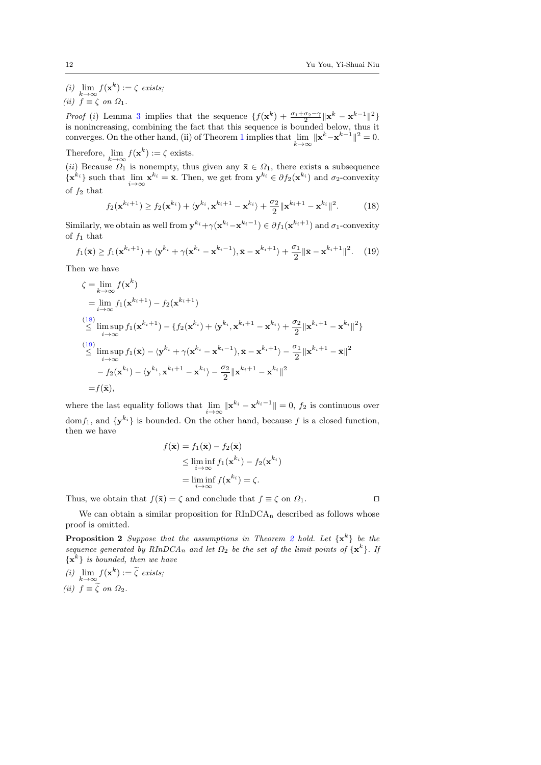*(i)* $\lim_{k\to\infty} f(\mathbf{x}^k) := \zeta$ *exists;*

*(ii)* $f \equiv \zeta$ *on* $\Omega_1$.

*Proof* (*i*) Lemma 3 implies that the sequence $\{f(\mathbf{x}^k) + \frac{\sigma_1+\sigma_2-\gamma}{2}\|\mathbf{x}^k - \mathbf{x}^{k-1}\|^2\}$ is nonincreasing, combining the fact that this sequence is bounded below, thus it converges. On the other hand, (ii) of Theorem 1 implies that $\lim_{k\to\infty} \|\mathbf{x}^k - \mathbf{x}^{k-1}\|^2 = 0$. Therefore, $\lim_{k\to\infty} f(\mathbf{x}^k) := \zeta$ exists.

(*ii*) Because $\Omega_1$ is nonempty, thus given any $\bar{\mathbf{x}} \in \Omega_1$, there exists a subsequence $\{\mathbf{x}^{k_i}\}$ such that $\lim_{i\to\infty} \mathbf{x}^{k_i} = \bar{\mathbf{x}}$. Then, we get from $\mathbf{y}^{k_i} \in \partial f_2(\mathbf{x}^{k_i})$ and $\sigma_2$-convexity of $f_2$ that

$$f_2(\mathbf{x}^{k_i+1}) \geq f_2(\mathbf{x}^{k_i}) + \langle \mathbf{y}^{k_i}, \mathbf{x}^{k_i+1} - \mathbf{x}^{k_i} \rangle + \frac{\sigma_2}{2}\|\mathbf{x}^{k_i+1} - \mathbf{x}^{k_i}\|^2. \tag{18}$$

Similarly, we obtain as well from $\mathbf{y}^{k_i} + \gamma(\mathbf{x}^{k_i} - \mathbf{x}^{k_i-1}) \in \partial f_1(\mathbf{x}^{k_i+1})$ and $\sigma_1$-convexity of $f_1$ that

$$f_1(\bar{\mathbf{x}}) \geq f_1(\mathbf{x}^{k_i+1}) + \langle \mathbf{y}^{k_i} + \gamma(\mathbf{x}^{k_i} - \mathbf{x}^{k_i-1}), \bar{\mathbf{x}} - \mathbf{x}^{k_i+1} \rangle + \frac{\sigma_1}{2}\|\bar{\mathbf{x}} - \mathbf{x}^{k_i+1}\|^2. \tag{19}$$

Then we have

$$\begin{aligned}
\zeta &= \lim_{k\to\infty} f(\mathbf{x}^k) \\
&= \lim_{i\to\infty} f_1(\mathbf{x}^{k_i+1}) - f_2(\mathbf{x}^{k_i+1}) \\
&\overset{(18)}{\leq} \limsup_{i\to\infty} f_1(\mathbf{x}^{k_i+1}) - \{f_2(\mathbf{x}^{k_i}) + \langle \mathbf{y}^{k_i}, \mathbf{x}^{k_i+1} - \mathbf{x}^{k_i} \rangle + \frac{\sigma_2}{2}\|\mathbf{x}^{k_i+1} - \mathbf{x}^{k_i}\|^2\} \\
&\overset{(19)}{\leq} \limsup_{i\to\infty} f_1(\bar{\mathbf{x}}) - \langle \mathbf{y}^{k_i} + \gamma(\mathbf{x}^{k_i} - \mathbf{x}^{k_i-1}), \bar{\mathbf{x}} - \mathbf{x}^{k_i+1} \rangle - \frac{\sigma_1}{2}\|\mathbf{x}^{k_i+1} - \bar{\mathbf{x}}\|^2 \\
&\quad - f_2(\mathbf{x}^{k_i}) - \langle \mathbf{y}^{k_i}, \mathbf{x}^{k_i+1} - \mathbf{x}^{k_i} \rangle - \frac{\sigma_2}{2}\|\mathbf{x}^{k_i+1} - \mathbf{x}^{k_i}\|^2 \\
&= f(\bar{\mathbf{x}}),
\end{aligned}$$

where the last equality follows that $\lim_{i\to\infty} \|\mathbf{x}^{k_i} - \mathbf{x}^{k_i-1}\| = 0$, $f_2$ is continuous over $\mathrm{dom} f_1$, and $\{\mathbf{y}^{k_i}\}$ is bounded. On the other hand, because $f$ is a closed function, then we have

$$\begin{aligned}
f(\bar{\mathbf{x}}) &= f_1(\bar{\mathbf{x}}) - f_2(\bar{\mathbf{x}}) \\
&\leq \liminf_{i\to\infty} f_1(\mathbf{x}^{k_i}) - f_2(\mathbf{x}^{k_i}) \\
&= \liminf_{i\to\infty} f(\mathbf{x}^{k_i}) = \zeta.
\end{aligned}$$

Thus, we obtain that $f(\bar{\mathbf{x}}) = \zeta$ and conclude that $f \equiv \zeta$ on $\Omega_1$. ◻

We can obtain a similar proposition for $\mathrm{RInDCA_n}$ described as follows whose proof is omitted.

**Proposition 2** *Suppose that the assumptions in Theorem 2 hold. Let* $\{\mathbf{x}^k\}$ *be the sequence generated by* $RInDCA_n$ *and let* $\Omega_2$ *be the set of the limit points of* $\{\mathbf{x}^k\}$. *If* $\{\mathbf{x}^k\}$ *is bounded, then we have*

*(i)* $\lim_{k\to\infty} f(\mathbf{x}^k) := \widetilde{\zeta}$ *exists;*

*(ii)* $f \equiv \widetilde{\zeta}$ *on* $\Omega_2$.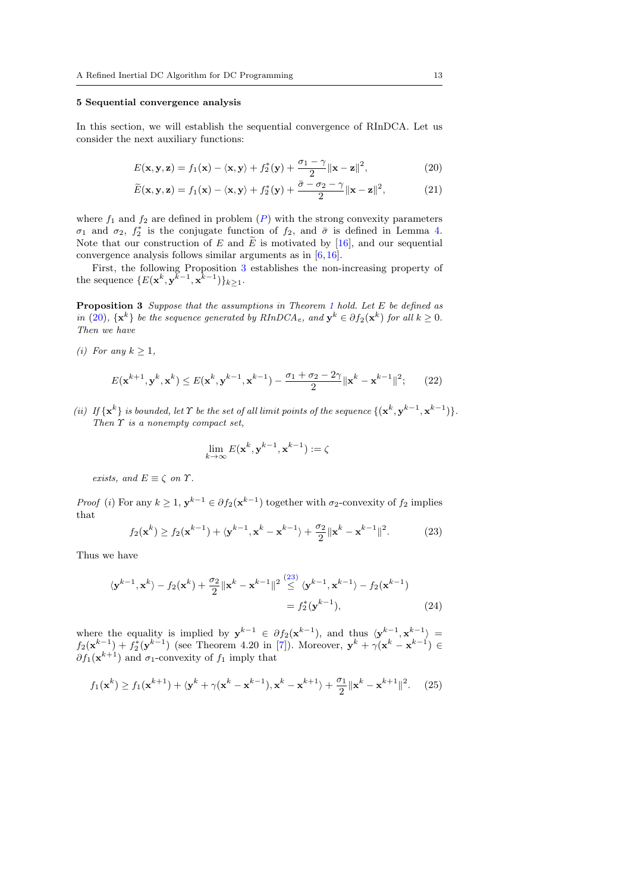### 5 Sequential convergence analysis

In this section, we will establish the sequential convergence of RInDCA. Let us consider the next auxiliary functions:

$$E(\mathbf{x},\mathbf{y},\mathbf{z}) = f_1(\mathbf{x}) - \langle \mathbf{x},\mathbf{y}\rangle + f_2^*(\mathbf{y}) + \frac{\sigma_1-\gamma}{2}\|\mathbf{x}-\mathbf{z}\|^2, \tag{20}$$

$$\widetilde{E}(\mathbf{x},\mathbf{y},\mathbf{z}) = f_1(\mathbf{x}) - \langle \mathbf{x},\mathbf{y}\rangle + f_2^*(\mathbf{y}) + \frac{\bar{\sigma}-\sigma_2-\gamma}{2}\|\mathbf{x}-\mathbf{z}\|^2, \tag{21}$$

where $f_1$ and $f_2$ are defined in problem ($P$) with the strong convexity parameters $\sigma_1$ and $\sigma_2$, $f_2^*$ is the conjugate function of $f_2$, and $\bar{\sigma}$ is defined in Lemma 4. Note that our construction of $E$ and $\widetilde{E}$ is motivated by [16], and our sequential convergence analysis follows similar arguments as in [6,16].

First, the following Proposition 3 establishes the non-increasing property of the sequence $\{E(\mathbf{x}^k,\mathbf{y}^{k-1},\mathbf{x}^{k-1})\}_{k\geq 1}$.

**Proposition 3** *Suppose that the assumptions in Theorem 1 hold. Let $E$ be defined as in (20), $\{\mathbf{x}^k\}$ be the sequence generated by RInDCA$_e$, and $\mathbf{y}^k \in \partial f_2(\mathbf{x}^k)$ for all $k \geq 0$. Then we have*

*(i) For any $k \geq 1$,*

$$E(\mathbf{x}^{k+1},\mathbf{y}^k,\mathbf{x}^k) \leq E(\mathbf{x}^k,\mathbf{y}^{k-1},\mathbf{x}^{k-1}) - \frac{\sigma_1+\sigma_2-2\gamma}{2}\|\mathbf{x}^k-\mathbf{x}^{k-1}\|^2; \tag{22}$$

*(ii) If $\{\mathbf{x}^k\}$ is bounded, let $\Upsilon$ be the set of all limit points of the sequence $\{(\mathbf{x}^k,\mathbf{y}^{k-1},\mathbf{x}^{k-1})\}$. Then $\Upsilon$ is a nonempty compact set,*

$$\lim_{k\to\infty} E(\mathbf{x}^k,\mathbf{y}^{k-1},\mathbf{x}^{k-1}) := \zeta$$

*exists, and $E \equiv \zeta$ on $\Upsilon$.*

*Proof* (*i*) For any $k \geq 1$, $\mathbf{y}^{k-1} \in \partial f_2(\mathbf{x}^{k-1})$ together with $\sigma_2$-convexity of $f_2$ implies that

$$f_2(\mathbf{x}^k) \geq f_2(\mathbf{x}^{k-1}) + \langle \mathbf{y}^{k-1},\mathbf{x}^k-\mathbf{x}^{k-1}\rangle + \frac{\sigma_2}{2}\|\mathbf{x}^k-\mathbf{x}^{k-1}\|^2. \tag{23}$$

Thus we have

$$\begin{aligned}\langle \mathbf{y}^{k-1},\mathbf{x}^k\rangle - f_2(\mathbf{x}^k) + \frac{\sigma_2}{2}\|\mathbf{x}^k-\mathbf{x}^{k-1}\|^2 &\overset{(23)}{\leq} \langle \mathbf{y}^{k-1},\mathbf{x}^{k-1}\rangle - f_2(\mathbf{x}^{k-1}) \\ &= f_2^*(\mathbf{y}^{k-1}),\end{aligned} \tag{24}$$

where the equality is implied by $\mathbf{y}^{k-1} \in \partial f_2(\mathbf{x}^{k-1})$, and thus $\langle \mathbf{y}^{k-1},\mathbf{x}^{k-1}\rangle = f_2(\mathbf{x}^{k-1}) + f_2^*(\mathbf{y}^{k-1})$ (see Theorem 4.20 in [7]). Moreover, $\mathbf{y}^k + \gamma(\mathbf{x}^k-\mathbf{x}^{k-1}) \in \partial f_1(\mathbf{x}^{k+1})$ and $\sigma_1$-convexity of $f_1$ imply that

$$f_1(\mathbf{x}^k) \geq f_1(\mathbf{x}^{k+1}) + \langle \mathbf{y}^k + \gamma(\mathbf{x}^k-\mathbf{x}^{k-1}),\mathbf{x}^k-\mathbf{x}^{k+1}\rangle + \frac{\sigma_1}{2}\|\mathbf{x}^k-\mathbf{x}^{k+1}\|^2. \tag{25}$$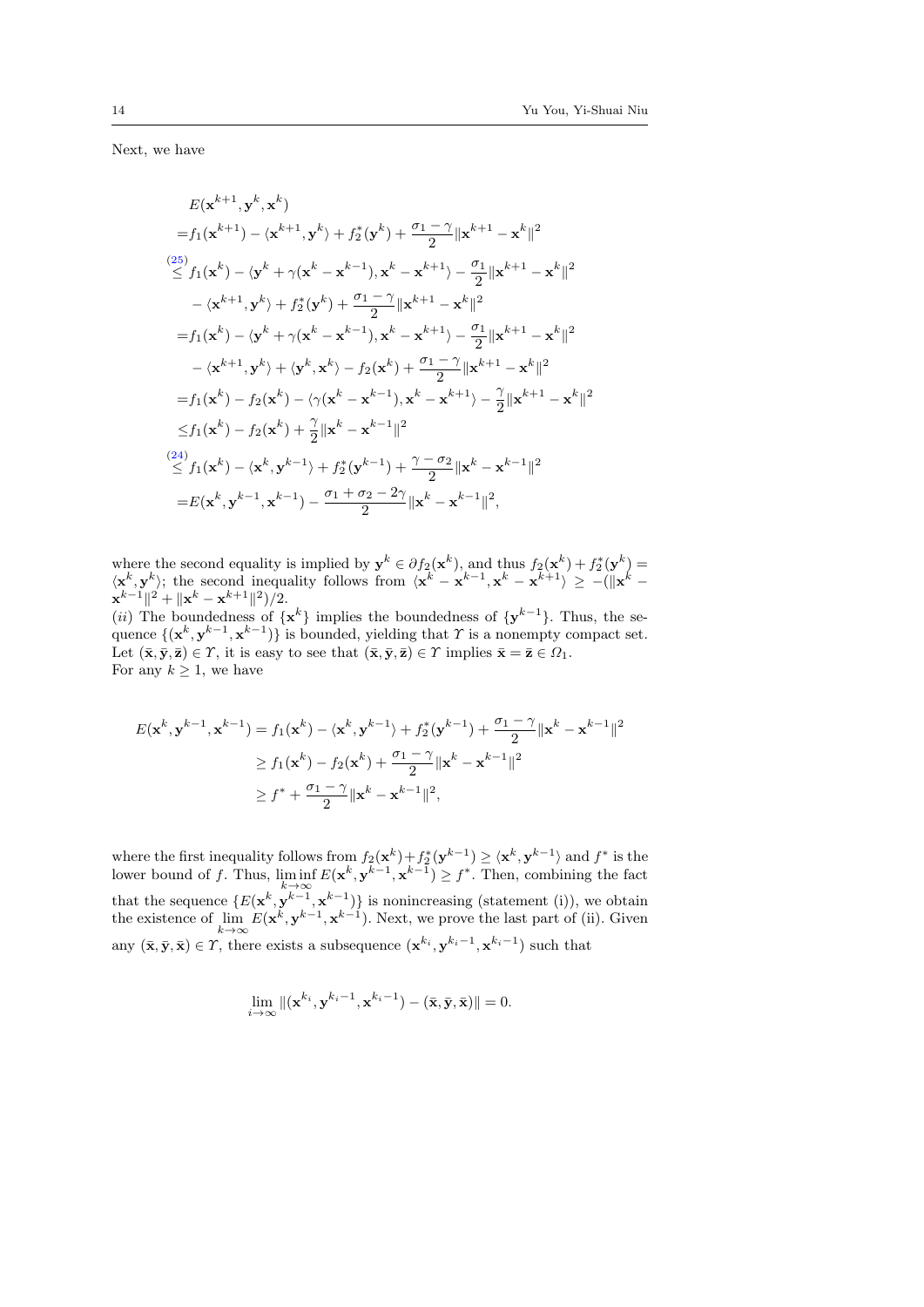Next, we have

$$
\begin{aligned}
& E(\mathbf{x}^{k+1}, \mathbf{y}^k, \mathbf{x}^k) \\
=& f_1(\mathbf{x}^{k+1}) - \langle \mathbf{x}^{k+1}, \mathbf{y}^k \rangle + f_2^*(\mathbf{y}^k) + \frac{\sigma_1 - \gamma}{2} \|\mathbf{x}^{k+1} - \mathbf{x}^k\|^2 \\
\overset{(25)}{\leq} & f_1(\mathbf{x}^k) - \langle \mathbf{y}^k + \gamma(\mathbf{x}^k - \mathbf{x}^{k-1}), \mathbf{x}^k - \mathbf{x}^{k+1} \rangle - \frac{\sigma_1}{2} \|\mathbf{x}^{k+1} - \mathbf{x}^k\|^2 \\
& - \langle \mathbf{x}^{k+1}, \mathbf{y}^k \rangle + f_2^*(\mathbf{y}^k) + \frac{\sigma_1 - \gamma}{2} \|\mathbf{x}^{k+1} - \mathbf{x}^k\|^2 \\
=& f_1(\mathbf{x}^k) - \langle \mathbf{y}^k + \gamma(\mathbf{x}^k - \mathbf{x}^{k-1}), \mathbf{x}^k - \mathbf{x}^{k+1} \rangle - \frac{\sigma_1}{2} \|\mathbf{x}^{k+1} - \mathbf{x}^k\|^2 \\
& - \langle \mathbf{x}^{k+1}, \mathbf{y}^k \rangle + \langle \mathbf{y}^k, \mathbf{x}^k \rangle - f_2(\mathbf{x}^k) + \frac{\sigma_1 - \gamma}{2} \|\mathbf{x}^{k+1} - \mathbf{x}^k\|^2 \\
=& f_1(\mathbf{x}^k) - f_2(\mathbf{x}^k) - \langle \gamma(\mathbf{x}^k - \mathbf{x}^{k-1}), \mathbf{x}^k - \mathbf{x}^{k+1} \rangle - \frac{\gamma}{2} \|\mathbf{x}^{k+1} - \mathbf{x}^k\|^2 \\
\leq & f_1(\mathbf{x}^k) - f_2(\mathbf{x}^k) + \frac{\gamma}{2} \|\mathbf{x}^k - \mathbf{x}^{k-1}\|^2 \\
\overset{(24)}{\leq} & f_1(\mathbf{x}^k) - \langle \mathbf{x}^k, \mathbf{y}^{k-1} \rangle + f_2^*(\mathbf{y}^{k-1}) + \frac{\gamma - \sigma_2}{2} \|\mathbf{x}^k - \mathbf{x}^{k-1}\|^2 \\
=& E(\mathbf{x}^k, \mathbf{y}^{k-1}, \mathbf{x}^{k-1}) - \frac{\sigma_1 + \sigma_2 - 2\gamma}{2} \|\mathbf{x}^k - \mathbf{x}^{k-1}\|^2,
\end{aligned}
$$

where the second equality is implied by $\mathbf{y}^k \in \partial f_2(\mathbf{x}^k)$, and thus $f_2(\mathbf{x}^k) + f_2^*(\mathbf{y}^k) = \langle \mathbf{x}^k, \mathbf{y}^k \rangle$; the second inequality follows from $\langle \mathbf{x}^k - \mathbf{x}^{k-1}, \mathbf{x}^k - \mathbf{x}^{k+1} \rangle \geq -(\|\mathbf{x}^k - \mathbf{x}^{k-1}\|^2 + \|\mathbf{x}^k - \mathbf{x}^{k+1}\|^2)/2$.

(*ii*) The boundedness of $\{\mathbf{x}^k\}$ implies the boundedness of $\{\mathbf{y}^{k-1}\}$. Thus, the sequence $\{(\mathbf{x}^k, \mathbf{y}^{k-1}, \mathbf{x}^{k-1})\}$ is bounded, yielding that $\Upsilon$ is a nonempty compact set. Let $(\bar{\mathbf{x}}, \bar{\mathbf{y}}, \bar{\mathbf{z}}) \in \Upsilon$, it is easy to see that $(\bar{\mathbf{x}}, \bar{\mathbf{y}}, \bar{\mathbf{z}}) \in \Upsilon$ implies $\bar{\mathbf{x}} = \bar{\mathbf{z}} \in \Omega_1$.
For any $k \geq 1$, we have

$$
\begin{aligned}
E(\mathbf{x}^k, \mathbf{y}^{k-1}, \mathbf{x}^{k-1}) &= f_1(\mathbf{x}^k) - \langle \mathbf{x}^k, \mathbf{y}^{k-1} \rangle + f_2^*(\mathbf{y}^{k-1}) + \frac{\sigma_1 - \gamma}{2} \|\mathbf{x}^k - \mathbf{x}^{k-1}\|^2 \\
&\geq f_1(\mathbf{x}^k) - f_2(\mathbf{x}^k) + \frac{\sigma_1 - \gamma}{2} \|\mathbf{x}^k - \mathbf{x}^{k-1}\|^2 \\
&\geq f^* + \frac{\sigma_1 - \gamma}{2} \|\mathbf{x}^k - \mathbf{x}^{k-1}\|^2,
\end{aligned}
$$

where the first inequality follows from $f_2(\mathbf{x}^k) + f_2^*(\mathbf{y}^{k-1}) \geq \langle \mathbf{x}^k, \mathbf{y}^{k-1} \rangle$ and $f^*$ is the lower bound of $f$. Thus, $\liminf_{k \to \infty} E(\mathbf{x}^k, \mathbf{y}^{k-1}, \mathbf{x}^{k-1}) \geq f^*$. Then, combining the fact that the sequence $\{E(\mathbf{x}^k, \mathbf{y}^{k-1}, \mathbf{x}^{k-1})\}$ is nonincreasing (statement (i)), we obtain the existence of $\lim_{k \to \infty} E(\mathbf{x}^k, \mathbf{y}^{k-1}, \mathbf{x}^{k-1})$. Next, we prove the last part of (ii). Given any $(\bar{\mathbf{x}}, \bar{\mathbf{y}}, \bar{\mathbf{x}}) \in \Upsilon$, there exists a subsequence $(\mathbf{x}^{k_i}, \mathbf{y}^{k_i - 1}, \mathbf{x}^{k_i - 1})$ such that

$$
\lim_{i \to \infty} \|(\mathbf{x}^{k_i}, \mathbf{y}^{k_i - 1}, \mathbf{x}^{k_i - 1}) - (\bar{\mathbf{x}}, \bar{\mathbf{y}}, \bar{\mathbf{x}})\| = 0.
$$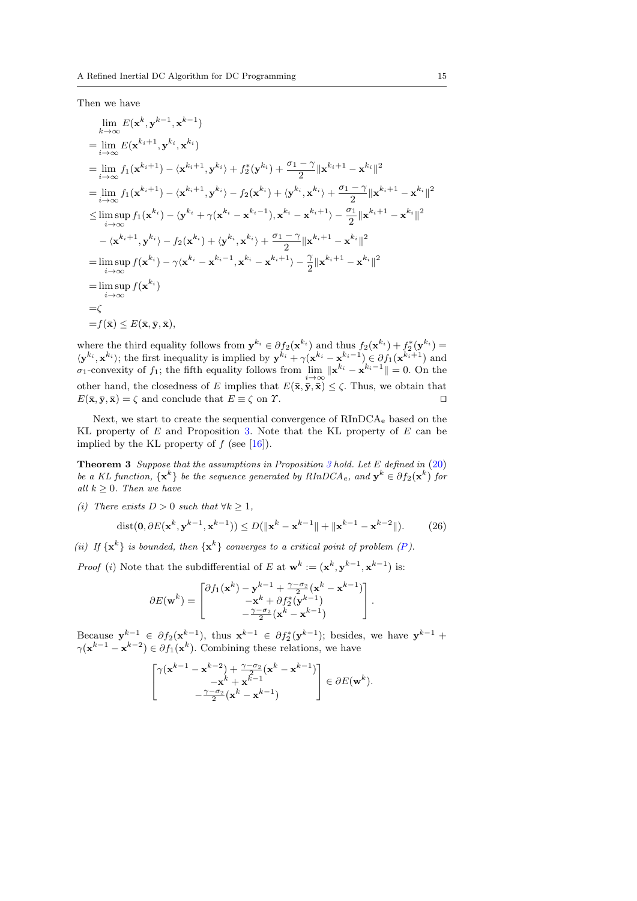Then we have

$$
\begin{aligned}
&\lim_{k\to\infty} E(\mathbf{x}^k, \mathbf{y}^{k-1}, \mathbf{x}^{k-1}) \\
=&\lim_{i\to\infty} E(\mathbf{x}^{k_i+1}, \mathbf{y}^{k_i}, \mathbf{x}^{k_i}) \\
=&\lim_{i\to\infty} f_1(\mathbf{x}^{k_i+1}) - \langle \mathbf{x}^{k_i+1}, \mathbf{y}^{k_i}\rangle + f_2^*(\mathbf{y}^{k_i}) + \frac{\sigma_1-\gamma}{2}\|\mathbf{x}^{k_i+1}-\mathbf{x}^{k_i}\|^2 \\
=&\lim_{i\to\infty} f_1(\mathbf{x}^{k_i+1}) - \langle \mathbf{x}^{k_i+1}, \mathbf{y}^{k_i}\rangle - f_2(\mathbf{x}^{k_i}) + \langle \mathbf{y}^{k_i}, \mathbf{x}^{k_i}\rangle + \frac{\sigma_1-\gamma}{2}\|\mathbf{x}^{k_i+1}-\mathbf{x}^{k_i}\|^2 \\
\le&\limsup_{i\to\infty} f_1(\mathbf{x}^{k_i}) - \langle \mathbf{y}^{k_i} + \gamma(\mathbf{x}^{k_i}-\mathbf{x}^{k_i-1}), \mathbf{x}^{k_i}-\mathbf{x}^{k_i+1}\rangle - \frac{\sigma_1}{2}\|\mathbf{x}^{k_i+1}-\mathbf{x}^{k_i}\|^2 \\
&- \langle \mathbf{x}^{k_i+1}, \mathbf{y}^{k_i}\rangle - f_2(\mathbf{x}^{k_i}) + \langle \mathbf{y}^{k_i}, \mathbf{x}^{k_i}\rangle + \frac{\sigma_1-\gamma}{2}\|\mathbf{x}^{k_i+1}-\mathbf{x}^{k_i}\|^2 \\
=&\limsup_{i\to\infty} f(\mathbf{x}^{k_i}) - \gamma\langle \mathbf{x}^{k_i}-\mathbf{x}^{k_i-1}, \mathbf{x}^{k_i}-\mathbf{x}^{k_i+1}\rangle - \frac{\gamma}{2}\|\mathbf{x}^{k_i+1}-\mathbf{x}^{k_i}\|^2 \\
=&\limsup_{i\to\infty} f(\mathbf{x}^{k_i}) \\
=&\zeta \\
=&f(\bar{\mathbf{x}}) \le E(\bar{\mathbf{x}}, \bar{\mathbf{y}}, \bar{\mathbf{x}}),
\end{aligned}
$$

where the third equality follows from $\mathbf{y}^{k_i} \in \partial f_2(\mathbf{x}^{k_i})$ and thus $f_2(\mathbf{x}^{k_i}) + f_2^*(\mathbf{y}^{k_i}) = \langle \mathbf{y}^{k_i}, \mathbf{x}^{k_i}\rangle$; the first inequality is implied by $\mathbf{y}^{k_i} + \gamma(\mathbf{x}^{k_i} - \mathbf{x}^{k_i-1}) \in \partial f_1(\mathbf{x}^{k_i+1})$ and $\sigma_1$-convexity of $f_1$; the fifth equality follows from $\lim_{i\to\infty}\|\mathbf{x}^{k_i} - \mathbf{x}^{k_i-1}\| = 0$. On the other hand, the closedness of $E$ implies that $E(\bar{\mathbf{x}}, \bar{\mathbf{y}}, \bar{\mathbf{x}}) \le \zeta$. Thus, we obtain that $E(\bar{\mathbf{x}}, \bar{\mathbf{y}}, \bar{\mathbf{x}}) = \zeta$ and conclude that $E \equiv \zeta$ on $\Upsilon$. ◻

Next, we start to create the sequential convergence of RInDCA$_e$ based on the KL property of $E$ and Proposition 3. Note that the KL property of $E$ can be implied by the KL property of $f$ (see [16]).

**Theorem 3** *Suppose that the assumptions in Proposition 3 hold. Let $E$ defined in (20) be a KL function, $\{\mathbf{x}^k\}$ be the sequence generated by RInDCA$_e$, and $\mathbf{y}^k \in \partial f_2(\mathbf{x}^k)$ for all $k \ge 0$. Then we have*

*(i) There exists $D > 0$ such that $\forall k \ge 1$,*

$$
\operatorname{dist}(\mathbf{0}, \partial E(\mathbf{x}^k, \mathbf{y}^{k-1}, \mathbf{x}^{k-1})) \le D(\|\mathbf{x}^k - \mathbf{x}^{k-1}\| + \|\mathbf{x}^{k-1} - \mathbf{x}^{k-2}\|). \tag{26}
$$

*(ii) If $\{\mathbf{x}^k\}$ is bounded, then $\{\mathbf{x}^k\}$ converges to a critical point of problem (P).*

*Proof* (i) Note that the subdifferential of $E$ at $\mathbf{w}^k := (\mathbf{x}^k, \mathbf{y}^{k-1}, \mathbf{x}^{k-1})$ is:

$$
\partial E(\mathbf{w}^k) = \begin{bmatrix} \partial f_1(\mathbf{x}^k) - \mathbf{y}^{k-1} + \frac{\gamma-\sigma_2}{2}(\mathbf{x}^k - \mathbf{x}^{k-1}) \\ -\mathbf{x}^k + \partial f_2^*(\mathbf{y}^{k-1}) \\ -\frac{\gamma-\sigma_2}{2}(\mathbf{x}^k - \mathbf{x}^{k-1}) \end{bmatrix}.
$$

Because $\mathbf{y}^{k-1} \in \partial f_2(\mathbf{x}^{k-1})$, thus $\mathbf{x}^{k-1} \in \partial f_2^*(\mathbf{y}^{k-1})$; besides, we have $\mathbf{y}^{k-1} + \gamma(\mathbf{x}^{k-1} - \mathbf{x}^{k-2}) \in \partial f_1(\mathbf{x}^k)$. Combining these relations, we have

$$
\begin{bmatrix} \gamma(\mathbf{x}^{k-1} - \mathbf{x}^{k-2}) + \frac{\gamma-\sigma_2}{2}(\mathbf{x}^k - \mathbf{x}^{k-1}) \\ -\mathbf{x}^k + \mathbf{x}^{k-1} \\ -\frac{\gamma-\sigma_2}{2}(\mathbf{x}^k - \mathbf{x}^{k-1}) \end{bmatrix} \in \partial E(\mathbf{w}^k).
$$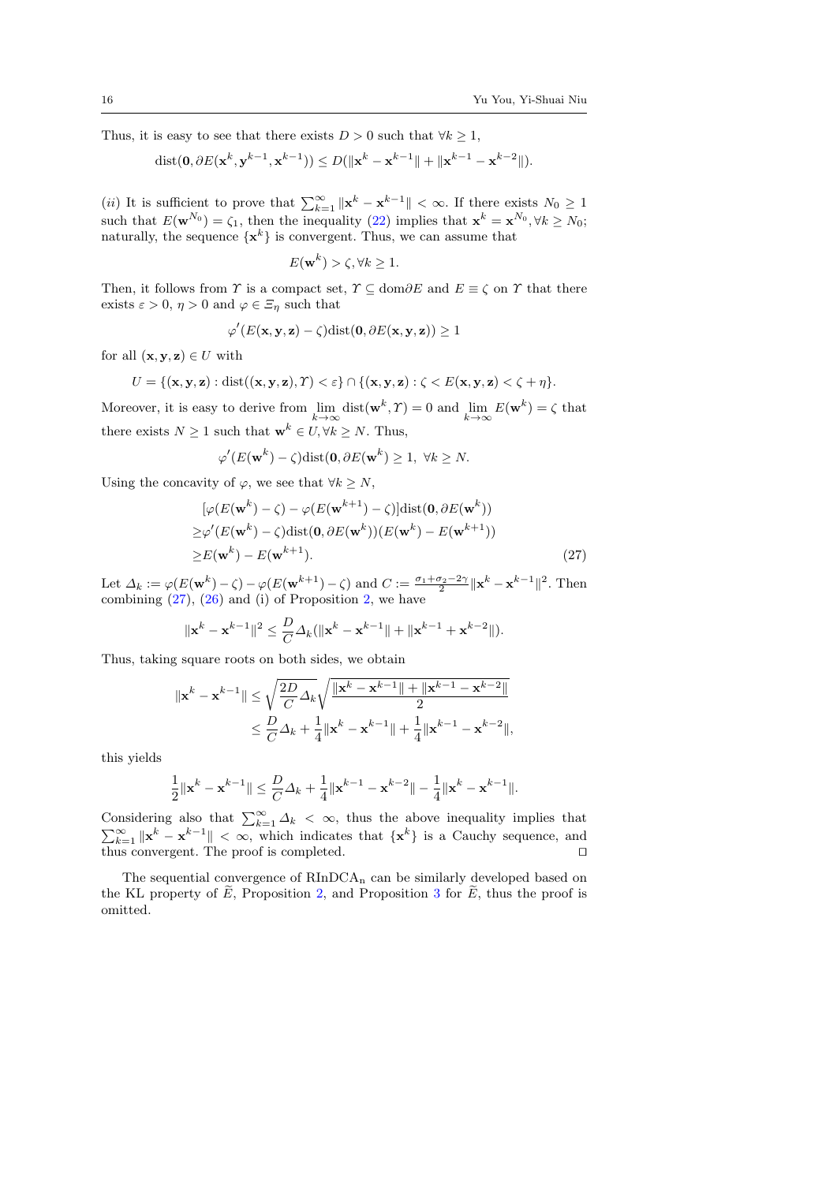Thus, it is easy to see that there exists $D > 0$ such that $\forall k \geq 1$,

$$\text{dist}(\mathbf{0}, \partial E(\mathbf{x}^k, \mathbf{y}^{k-1}, \mathbf{x}^{k-1})) \leq D(\|\mathbf{x}^k - \mathbf{x}^{k-1}\| + \|\mathbf{x}^{k-1} - \mathbf{x}^{k-2}\|).$$

*(ii)* It is sufficient to prove that $\sum_{k=1}^{\infty} \|\mathbf{x}^k - \mathbf{x}^{k-1}\| < \infty$. If there exists $N_0 \geq 1$ such that $E(\mathbf{w}^{N_0}) = \zeta_1$, then the inequality (22) implies that $\mathbf{x}^k = \mathbf{x}^{N_0}, \forall k \geq N_0$; naturally, the sequence $\{\mathbf{x}^k\}$ is convergent. Thus, we can assume that

$$E(\mathbf{w}^k) > \zeta, \forall k \geq 1.$$

Then, it follows from $\Upsilon$ is a compact set, $\Upsilon \subseteq \text{dom}\partial E$ and $E \equiv \zeta$ on $\Upsilon$ that there exists $\varepsilon > 0$, $\eta > 0$ and $\varphi \in \Xi_\eta$ such that

$$\varphi'(E(\mathbf{x}, \mathbf{y}, \mathbf{z}) - \zeta)\text{dist}(\mathbf{0}, \partial E(\mathbf{x}, \mathbf{y}, \mathbf{z})) \geq 1$$

for all $(\mathbf{x}, \mathbf{y}, \mathbf{z}) \in U$ with

$$U = \{(\mathbf{x}, \mathbf{y}, \mathbf{z}) : \text{dist}((\mathbf{x}, \mathbf{y}, \mathbf{z}), \Upsilon) < \varepsilon\} \cap \{(\mathbf{x}, \mathbf{y}, \mathbf{z}) : \zeta < E(\mathbf{x}, \mathbf{y}, \mathbf{z}) < \zeta + \eta\}.$$

Moreover, it is easy to derive from $\lim_{k\to\infty} \text{dist}(\mathbf{w}^k, \Upsilon) = 0$ and $\lim_{k\to\infty} E(\mathbf{w}^k) = \zeta$ that there exists $N \geq 1$ such that $\mathbf{w}^k \in U, \forall k \geq N$. Thus,

$$\varphi'(E(\mathbf{w}^k) - \zeta)\text{dist}(\mathbf{0}, \partial E(\mathbf{w}^k)) \geq 1, \ \forall k \geq N.$$

Using the concavity of $\varphi$, we see that $\forall k \geq N$,

$$\begin{aligned}
&[\varphi(E(\mathbf{w}^k) - \zeta) - \varphi(E(\mathbf{w}^{k+1}) - \zeta)]\text{dist}(\mathbf{0}, \partial E(\mathbf{w}^k)) \\
\geq &\varphi'(E(\mathbf{w}^k) - \zeta)\text{dist}(\mathbf{0}, \partial E(\mathbf{w}^k))(E(\mathbf{w}^k) - E(\mathbf{w}^{k+1})) \\
\geq &E(\mathbf{w}^k) - E(\mathbf{w}^{k+1}).
\end{aligned} \tag{27}$$

Let $\Delta_k := \varphi(E(\mathbf{w}^k) - \zeta) - \varphi(E(\mathbf{w}^{k+1}) - \zeta)$ and $C := \frac{\sigma_1 + \sigma_2 - 2\gamma}{2}\|\mathbf{x}^k - \mathbf{x}^{k-1}\|^2$. Then combining (27), (26) and (i) of Proposition 2, we have

$$\|\mathbf{x}^k - \mathbf{x}^{k-1}\|^2 \leq \frac{D}{C}\Delta_k(\|\mathbf{x}^k - \mathbf{x}^{k-1}\| + \|\mathbf{x}^{k-1} + \mathbf{x}^{k-2}\|).$$

Thus, taking square roots on both sides, we obtain

$$\begin{aligned}
\|\mathbf{x}^k - \mathbf{x}^{k-1}\| &\leq \sqrt{\frac{2D}{C}\Delta_k}\sqrt{\frac{\|\mathbf{x}^k - \mathbf{x}^{k-1}\| + \|\mathbf{x}^{k-1} - \mathbf{x}^{k-2}\|}{2}} \\
&\leq \frac{D}{C}\Delta_k + \frac{1}{4}\|\mathbf{x}^k - \mathbf{x}^{k-1}\| + \frac{1}{4}\|\mathbf{x}^{k-1} - \mathbf{x}^{k-2}\|,
\end{aligned}$$

this yields

$$\frac{1}{2}\|\mathbf{x}^k - \mathbf{x}^{k-1}\| \leq \frac{D}{C}\Delta_k + \frac{1}{4}\|\mathbf{x}^{k-1} - \mathbf{x}^{k-2}\| - \frac{1}{4}\|\mathbf{x}^k - \mathbf{x}^{k-1}\|.$$

Considering also that $\sum_{k=1}^{\infty} \Delta_k < \infty$, thus the above inequality implies that $\sum_{k=1}^{\infty} \|\mathbf{x}^k - \mathbf{x}^{k-1}\| < \infty$, which indicates that $\{\mathbf{x}^k\}$ is a Cauchy sequence, and thus convergent. The proof is completed. ◻

The sequential convergence of $\text{RInDCA}_\text{n}$ can be similarly developed based on the KL property of $\widetilde{E}$, Proposition 2, and Proposition 3 for $\widetilde{E}$, thus the proof is omitted.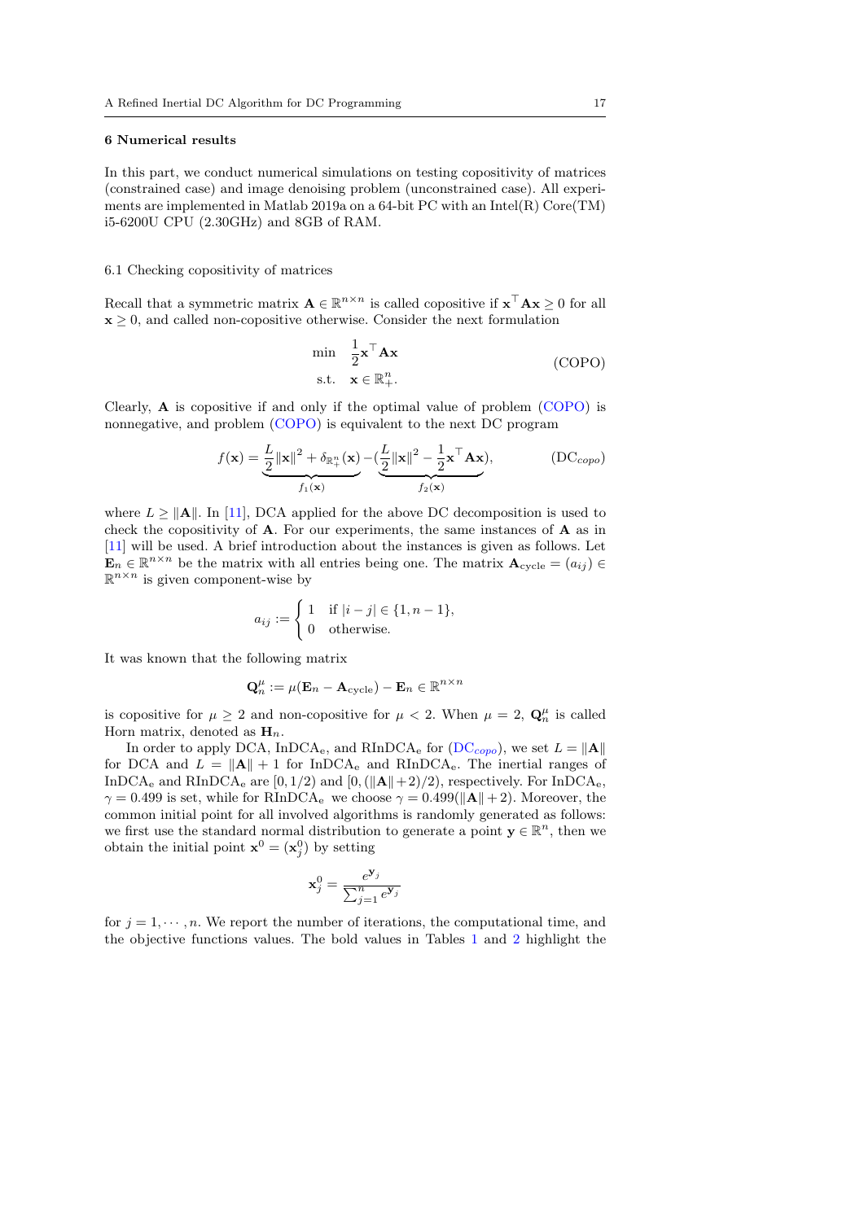## 6 Numerical results

In this part, we conduct numerical simulations on testing copositivity of matrices (constrained case) and image denoising problem (unconstrained case). All experiments are implemented in Matlab 2019a on a 64-bit PC with an Intel(R) Core(TM) i5-6200U CPU (2.30GHz) and 8GB of RAM.

### 6.1 Checking copositivity of matrices

Recall that a symmetric matrix $\mathbf{A} \in \mathbb{R}^{n\times n}$ is called copositive if $\mathbf{x}^\top \mathbf{A}\mathbf{x} \geq 0$ for all $\mathbf{x} \geq 0$, and called non-copositive otherwise. Consider the next formulation

$$\begin{aligned} \min \quad & \frac{1}{2}\mathbf{x}^\top \mathbf{A}\mathbf{x} \\ \text{s.t.} \quad & \mathbf{x} \in \mathbb{R}^n_+. \end{aligned} \tag{COPO}$$

Clearly, $\mathbf{A}$ is copositive if and only if the optimal value of problem (COPO) is nonnegative, and problem (COPO) is equivalent to the next DC program

$$f(\mathbf{x}) = \underbrace{\frac{L}{2}\|\mathbf{x}\|^2 + \delta_{\mathbb{R}^n_+}(\mathbf{x})}_{f_1(\mathbf{x})} - \underbrace{(\frac{L}{2}\|\mathbf{x}\|^2 - \frac{1}{2}\mathbf{x}^\top \mathbf{A}\mathbf{x})}_{f_2(\mathbf{x})}, \tag{DC$_{copo}$}$$

where $L \geq \|\mathbf{A}\|$. In [11], DCA applied for the above DC decomposition is used to check the copositivity of $\mathbf{A}$. For our experiments, the same instances of $\mathbf{A}$ as in [11] will be used. A brief introduction about the instances is given as follows. Let $\mathbf{E}_n \in \mathbb{R}^{n\times n}$ be the matrix with all entries being one. The matrix $\mathbf{A}_{\text{cycle}} = (a_{ij}) \in \mathbb{R}^{n\times n}$ is given component-wise by

$$a_{ij} := \begin{cases} 1 & \text{if } |i-j| \in \{1, n-1\}, \\ 0 & \text{otherwise.} \end{cases}$$

It was known that the following matrix

$$\mathbf{Q}^\mu_n := \mu(\mathbf{E}_n - \mathbf{A}_{\text{cycle}}) - \mathbf{E}_n \in \mathbb{R}^{n\times n}$$

is copositive for $\mu \geq 2$ and non-copositive for $\mu < 2$. When $\mu = 2$, $\mathbf{Q}^\mu_n$ is called Horn matrix, denoted as $\mathbf{H}_n$.

In order to apply DCA, InDCA$_\text{e}$, and RInDCA$_\text{e}$ for (DC$_{copo}$), we set $L = \|\mathbf{A}\|$ for DCA and $L = \|\mathbf{A}\| + 1$ for InDCA$_\text{e}$ and RInDCA$_\text{e}$. The inertial ranges of InDCA$_\text{e}$ and RInDCA$_\text{e}$ are $[0, 1/2)$ and $[0, (\|\mathbf{A}\|+2)/2)$, respectively. For InDCA$_\text{e}$, $\gamma = 0.499$ is set, while for RInDCA$_\text{e}$ we choose $\gamma = 0.499(\|\mathbf{A}\|+2)$. Moreover, the common initial point for all involved algorithms is randomly generated as follows: we first use the standard normal distribution to generate a point $\mathbf{y} \in \mathbb{R}^n$, then we obtain the initial point $\mathbf{x}^0 = (\mathbf{x}^0_j)$ by setting

$$\mathbf{x}^0_j = \frac{e^{\mathbf{y}_j}}{\sum_{j=1}^n e^{\mathbf{y}_j}}$$

for $j = 1, \cdots, n$. We report the number of iterations, the computational time, and the objective functions values. The bold values in Tables 1 and 2 highlight the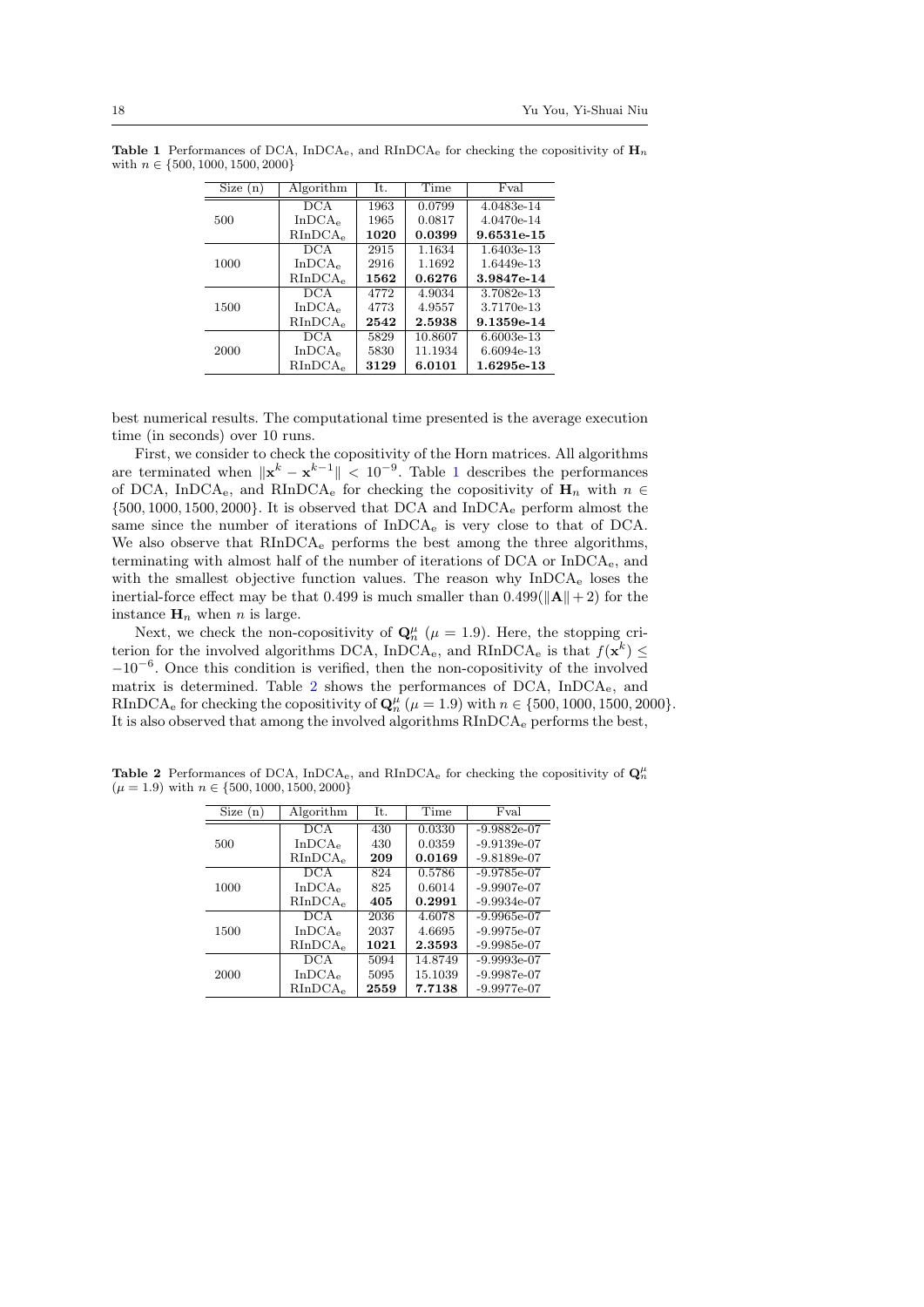**Table 1** Performances of DCA, $\text{InDCA}_\text{e}$, and $\text{RInDCA}_\text{e}$ for checking the copositivity of $\mathbf{H}_n$ with $n \in \{500, 1000, 1500, 2000\}$

| Size (n) | Algorithm | It. | Time | Fval |
|---|---|---|---|---|
| 500 | DCA | 1963 | 0.0799 | 4.0483e-14 |
| | $\text{InDCA}_\text{e}$ | 1965 | 0.0817 | 4.0470e-14 |
| | $\text{RInDCA}_\text{e}$ | **1020** | **0.0399** | **9.6531e-15** |
| 1000 | DCA | 2915 | 1.1634 | 1.6403e-13 |
| | $\text{InDCA}_\text{e}$ | 2916 | 1.1692 | 1.6449e-13 |
| | $\text{RInDCA}_\text{e}$ | **1562** | **0.6276** | **3.9847e-14** |
| 1500 | DCA | 4772 | 4.9034 | 3.7082e-13 |
| | $\text{InDCA}_\text{e}$ | 4773 | 4.9557 | 3.7170e-13 |
| | $\text{RInDCA}_\text{e}$ | **2542** | **2.5938** | **9.1359e-14** |
| 2000 | DCA | 5829 | 10.8607 | 6.6003e-13 |
| | $\text{InDCA}_\text{e}$ | 5830 | 11.1934 | 6.6094e-13 |
| | $\text{RInDCA}_\text{e}$ | **3129** | **6.0101** | **1.6295e-13** |

best numerical results. The computational time presented is the average execution time (in seconds) over 10 runs.

First, we consider to check the copositivity of the Horn matrices. All algorithms are terminated when $\|\mathbf{x}^k - \mathbf{x}^{k-1}\| < 10^{-9}$. Table 1 describes the performances of DCA, $\text{InDCA}_\text{e}$, and $\text{RInDCA}_\text{e}$ for checking the copositivity of $\mathbf{H}_n$ with $n \in \{500, 1000, 1500, 2000\}$. It is observed that DCA and $\text{InDCA}_\text{e}$ perform almost the same since the number of iterations of $\text{InDCA}_\text{e}$ is very close to that of DCA. We also observe that $\text{RInDCA}_\text{e}$ performs the best among the three algorithms, terminating with almost half of the number of iterations of DCA or $\text{InDCA}_\text{e}$, and with the smallest objective function values. The reason why $\text{InDCA}_\text{e}$ loses the inertial-force effect may be that 0.499 is much smaller than $0.499(\|\mathbf{A}\|+2)$ for the instance $\mathbf{H}_n$ when $n$ is large.

Next, we check the non-copositivity of $\mathbf{Q}_n^\mu$ ($\mu = 1.9$). Here, the stopping criterion for the involved algorithms DCA, $\text{InDCA}_\text{e}$, and $\text{RInDCA}_\text{e}$ is that $f(\mathbf{x}^k) \leq -10^{-6}$. Once this condition is verified, then the non-copositivity of the involved matrix is determined. Table 2 shows the performances of DCA, $\text{InDCA}_\text{e}$, and $\text{RInDCA}_\text{e}$ for checking the copositivity of $\mathbf{Q}_n^\mu$ ($\mu = 1.9$) with $n \in \{500, 1000, 1500, 2000\}$. It is also observed that among the involved algorithms $\text{RInDCA}_\text{e}$ performs the best,

**Table 2** Performances of DCA, $\text{InDCA}_\text{e}$, and $\text{RInDCA}_\text{e}$ for checking the copositivity of $\mathbf{Q}_n^\mu$ ($\mu = 1.9$) with $n \in \{500, 1000, 1500, 2000\}$

| Size (n) | Algorithm | It. | Time | Fval |
|---|---|---|---|---|
| 500 | DCA | 430 | 0.0330 | -9.9882e-07 |
| | $\text{InDCA}_\text{e}$ | 430 | 0.0359 | -9.9139e-07 |
| | $\text{RInDCA}_\text{e}$ | **209** | **0.0169** | -9.8189e-07 |
| 1000 | DCA | 824 | 0.5786 | -9.9785e-07 |
| | $\text{InDCA}_\text{e}$ | 825 | 0.6014 | -9.9907e-07 |
| | $\text{RInDCA}_\text{e}$ | **405** | **0.2991** | -9.9934e-07 |
| 1500 | DCA | 2036 | 4.6078 | -9.9965e-07 |
| | $\text{InDCA}_\text{e}$ | 2037 | 4.6695 | -9.9975e-07 |
| | $\text{RInDCA}_\text{e}$ | **1021** | **2.3593** | -9.9985e-07 |
| 2000 | DCA | 5094 | 14.8749 | -9.9993e-07 |
| | $\text{InDCA}_\text{e}$ | 5095 | 15.1039 | -9.9987e-07 |
| | $\text{RInDCA}_\text{e}$ | **2559** | **7.7138** | -9.9977e-07 |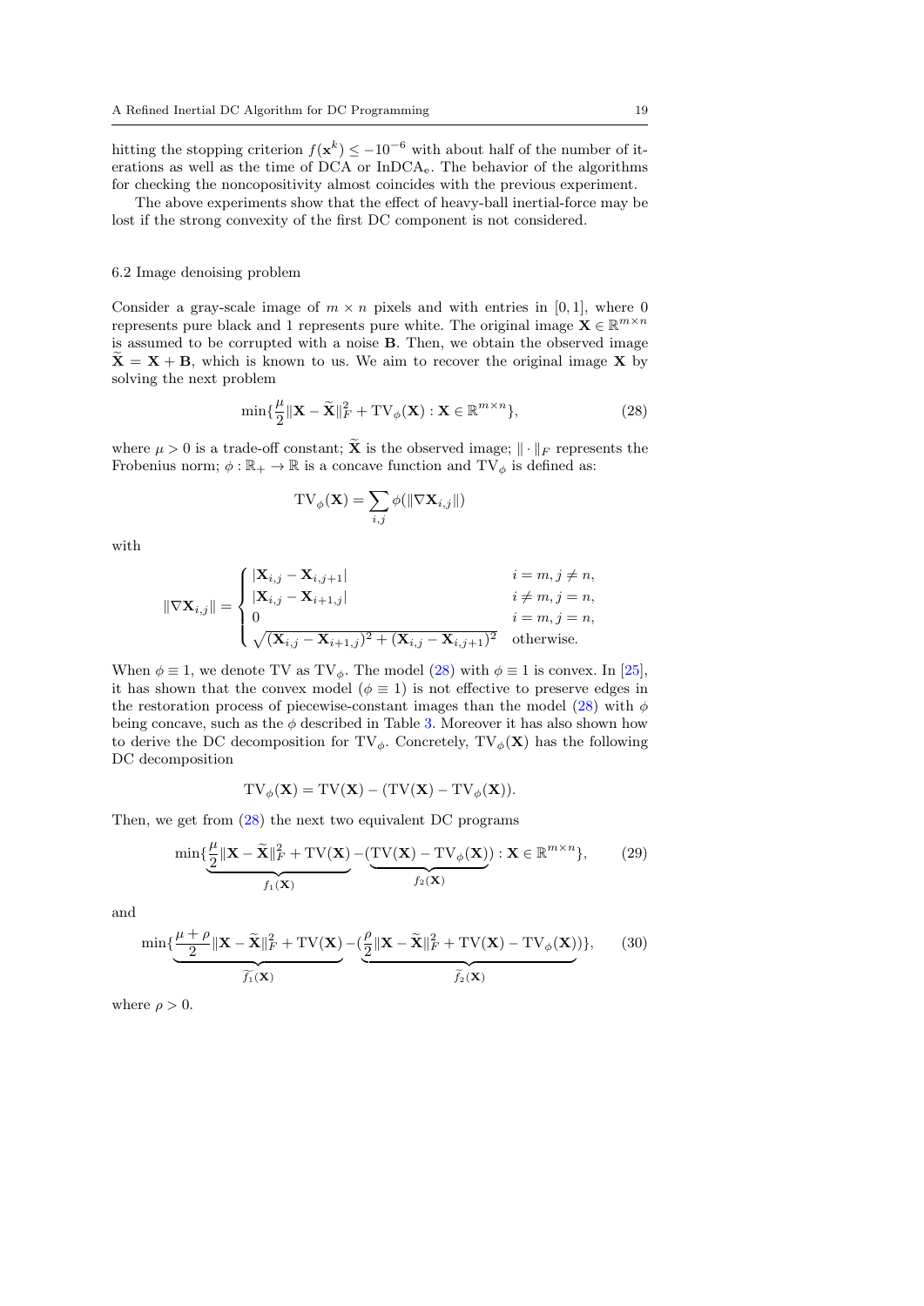hitting the stopping criterion $f(\mathbf{x}^k) \leq -10^{-6}$ with about half of the number of iterations as well as the time of DCA or InDCA$_\mathrm{e}$. The behavior of the algorithms for checking the noncopositivity almost coincides with the previous experiment.

The above experiments show that the effect of heavy-ball inertial-force may be lost if the strong convexity of the first DC component is not considered.

### 6.2 Image denoising problem

Consider a gray-scale image of $m \times n$ pixels and with entries in $[0, 1]$, where 0 represents pure black and 1 represents pure white. The original image $\mathbf{X} \in \mathbb{R}^{m\times n}$ is assumed to be corrupted with a noise $\mathbf{B}$. Then, we obtain the observed image $\widetilde{\mathbf{X}} = \mathbf{X} + \mathbf{B}$, which is known to us. We aim to recover the original image $\mathbf{X}$ by solving the next problem

$$\min\{\frac{\mu}{2}\|\mathbf{X} - \widetilde{\mathbf{X}}\|_F^2 + \mathrm{TV}_\phi(\mathbf{X}) : \mathbf{X} \in \mathbb{R}^{m\times n}\}, \tag{28}$$

where $\mu > 0$ is a trade-off constant; $\widetilde{\mathbf{X}}$ is the observed image; $\|\cdot\|_F$ represents the Frobenius norm; $\phi : \mathbb{R}_+ \to \mathbb{R}$ is a concave function and $\mathrm{TV}_\phi$ is defined as:

$$\mathrm{TV}_\phi(\mathbf{X}) = \sum_{i,j} \phi(\|\nabla \mathbf{X}_{i,j}\|)$$

with

$$\|\nabla \mathbf{X}_{i,j}\| = \begin{cases} |\mathbf{X}_{i,j} - \mathbf{X}_{i,j+1}| & i = m, j \neq n, \\ |\mathbf{X}_{i,j} - \mathbf{X}_{i+1,j}| & i \neq m, j = n, \\ 0 & i = m, j = n, \\ \sqrt{(\mathbf{X}_{i,j} - \mathbf{X}_{i+1,j})^2 + (\mathbf{X}_{i,j} - \mathbf{X}_{i,j+1})^2} & \text{otherwise.} \end{cases}$$

When $\phi \equiv 1$, we denote TV as $\mathrm{TV}_\phi$. The model (28) with $\phi \equiv 1$ is convex. In [25], it has shown that the convex model ($\phi \equiv 1$) is not effective to preserve edges in the restoration process of piecewise-constant images than the model (28) with $\phi$ being concave, such as the $\phi$ described in Table 3. Moreover it has also shown how to derive the DC decomposition for $\mathrm{TV}_\phi$. Concretely, $\mathrm{TV}_\phi(\mathbf{X})$ has the following DC decomposition

$$\mathrm{TV}_\phi(\mathbf{X}) = \mathrm{TV}(\mathbf{X}) - (\mathrm{TV}(\mathbf{X}) - \mathrm{TV}_\phi(\mathbf{X})).$$

Then, we get from (28) the next two equivalent DC programs

$$\min\{\underbrace{\frac{\mu}{2}\|\mathbf{X} - \widetilde{\mathbf{X}}\|_F^2 + \mathrm{TV}(\mathbf{X})}_{f_1(\mathbf{X})} - (\underbrace{\mathrm{TV}(\mathbf{X}) - \mathrm{TV}_\phi(\mathbf{X})}_{f_2(\mathbf{X})}) : \mathbf{X} \in \mathbb{R}^{m\times n}\}, \tag{29}$$

and

$$\min\{\underbrace{\frac{\mu+\rho}{2}\|\mathbf{X} - \widetilde{\mathbf{X}}\|_F^2 + \mathrm{TV}(\mathbf{X})}_{\widetilde{f_1}(\mathbf{X})} - (\underbrace{\frac{\rho}{2}\|\mathbf{X} - \widetilde{\mathbf{X}}\|_F^2 + \mathrm{TV}(\mathbf{X}) - \mathrm{TV}_\phi(\mathbf{X})}_{\widetilde{f_2}(\mathbf{X})})\}, \tag{30}$$

where $\rho > 0$.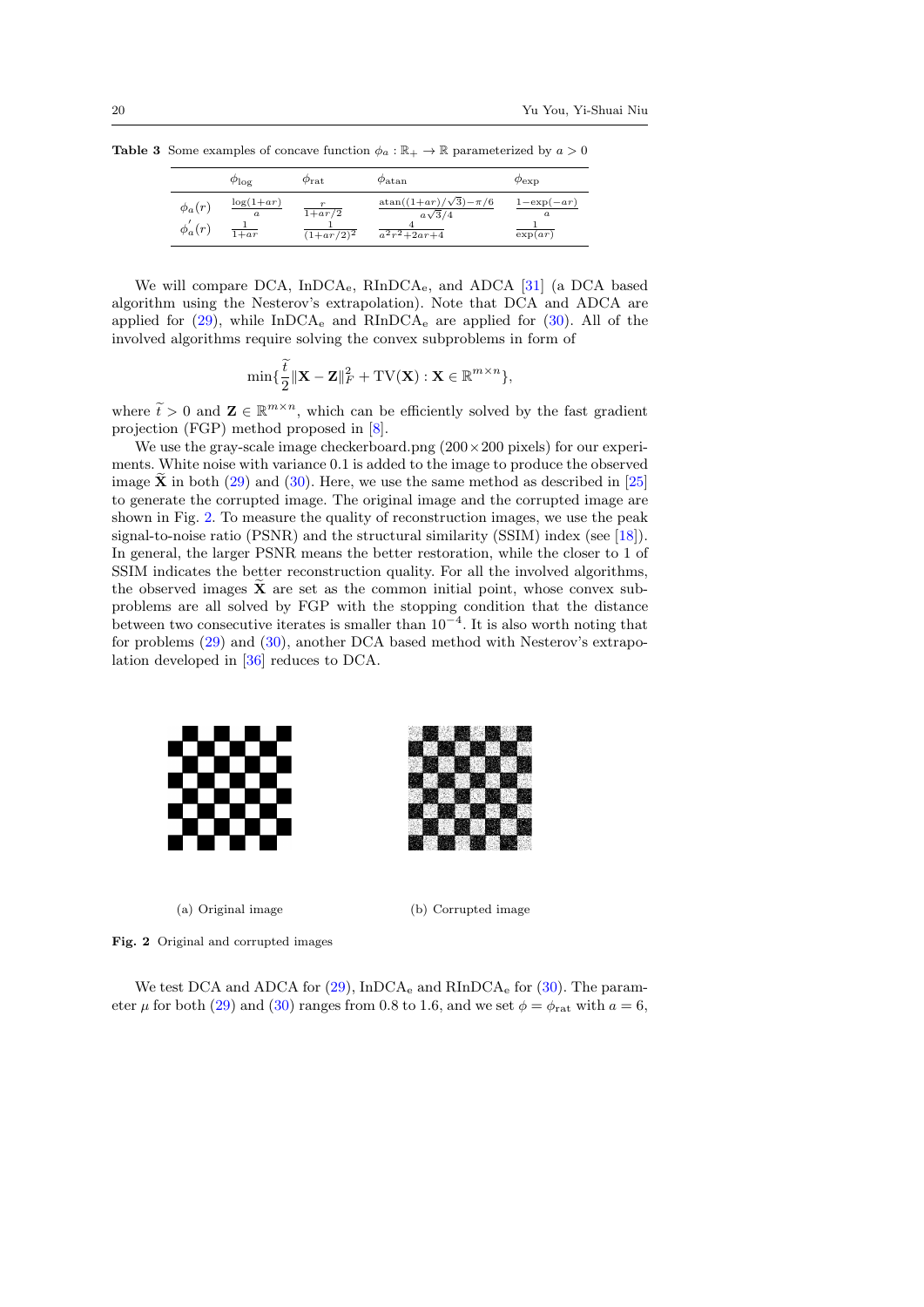**Table 3** Some examples of concave function $\phi_a : \mathbb{R}_+ \to \mathbb{R}$ parameterized by $a > 0$

| | $\phi_{\log}$ | $\phi_{\text{rat}}$ | $\phi_{\text{atan}}$ | $\phi_{\exp}$ |
|---|---|---|---|---|
| $\phi_a(r)$ | $\frac{\log(1+ar)}{a}$ | $\frac{r}{1+ar/2}$ | $\frac{\text{atan}((1+ar)/\sqrt{3})-\pi/6}{a\sqrt{3}/4}$ | $\frac{1-\exp(-ar)}{a}$ |
| $\phi_a^{'}(r)$ | $\frac{1}{1+ar}$ | $\frac{1}{(1+ar/2)^2}$ | $\frac{4}{a^2r^2+2ar+4}$ | $\frac{1}{\exp(ar)}$ |

We will compare DCA, InDCA$_\text{e}$, RInDCA$_\text{e}$, and ADCA [31] (a DCA based algorithm using the Nesterov's extrapolation). Note that DCA and ADCA are applied for (29), while InDCA$_\text{e}$ and RInDCA$_\text{e}$ are applied for (30). All of the involved algorithms require solving the convex subproblems in form of

$$\min\{\frac{\widetilde{t}}{2}\|\mathbf{X}-\mathbf{Z}\|_F^2 + \text{TV}(\mathbf{X}) : \mathbf{X} \in \mathbb{R}^{m\times n}\},$$

where $\widetilde{t} > 0$ and $\mathbf{Z} \in \mathbb{R}^{m\times n}$, which can be efficiently solved by the fast gradient projection (FGP) method proposed in [8].

We use the gray-scale image checkerboard.png ($200\times 200$ pixels) for our experiments. White noise with variance 0.1 is added to the image to produce the observed image $\widetilde{\mathbf{X}}$ in both (29) and (30). Here, we use the same method as described in [25] to generate the corrupted image. The original image and the corrupted image are shown in Fig. 2. To measure the quality of reconstruction images, we use the peak signal-to-noise ratio (PSNR) and the structural similarity (SSIM) index (see [18]). In general, the larger PSNR means the better restoration, while the closer to 1 of SSIM indicates the better reconstruction quality. For all the involved algorithms, the observed images $\widetilde{\mathbf{X}}$ are set as the common initial point, whose convex subproblems are all solved by FGP with the stopping condition that the distance between two consecutive iterates is smaller than $10^{-4}$. It is also worth noting that for problems (29) and (30), another DCA based method with Nesterov's extrapolation developed in [36] reduces to DCA.

(a) Original image

(b) Corrupted image

**Fig. 2** Original and corrupted images

We test DCA and ADCA for (29), InDCA$_\text{e}$ and RInDCA$_\text{e}$ for (30). The parameter $\mu$ for both (29) and (30) ranges from 0.8 to 1.6, and we set $\phi = \phi_{\text{rat}}$ with $a = 6$,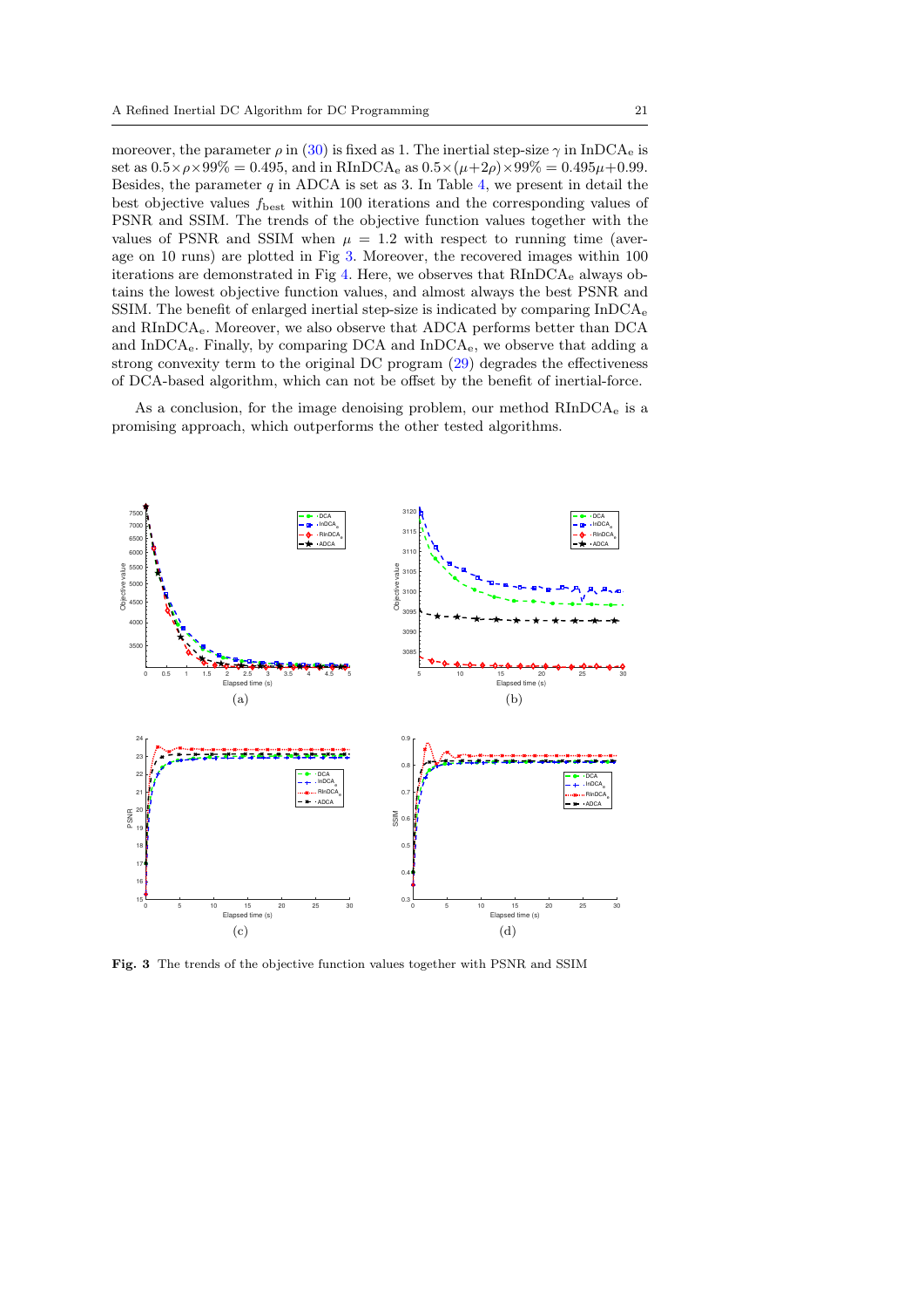moreover, the parameter $\rho$ in (30) is fixed as 1. The inertial step-size $\gamma$ in InDCA$_\text{e}$ is set as $0.5 \times \rho \times 99\% = 0.495$, and in RInDCA$_\text{e}$ as $0.5 \times (\mu + 2\rho) \times 99\% = 0.495\mu + 0.99$. Besides, the parameter $q$ in ADCA is set as 3. In Table 4, we present in detail the best objective values $f_{\text{best}}$ within 100 iterations and the corresponding values of PSNR and SSIM. The trends of the objective function values together with the values of PSNR and SSIM when $\mu = 1.2$ with respect to running time (average on 10 runs) are plotted in Fig 3. Moreover, the recovered images within 100 iterations are demonstrated in Fig 4. Here, we observes that RInDCA$_\text{e}$ always obtains the lowest objective function values, and almost always the best PSNR and SSIM. The benefit of enlarged inertial step-size is indicated by comparing InDCA$_\text{e}$ and RInDCA$_\text{e}$. Moreover, we also observe that ADCA performs better than DCA and InDCA$_\text{e}$. Finally, by comparing DCA and InDCA$_\text{e}$, we observe that adding a strong convexity term to the original DC program (29) degrades the effectiveness of DCA-based algorithm, which can not be offset by the benefit of inertial-force.

As a conclusion, for the image denoising problem, our method RInDCA$_\text{e}$ is a promising approach, which outperforms the other tested algorithms.

**Fig. 3** The trends of the objective function values together with PSNR and SSIM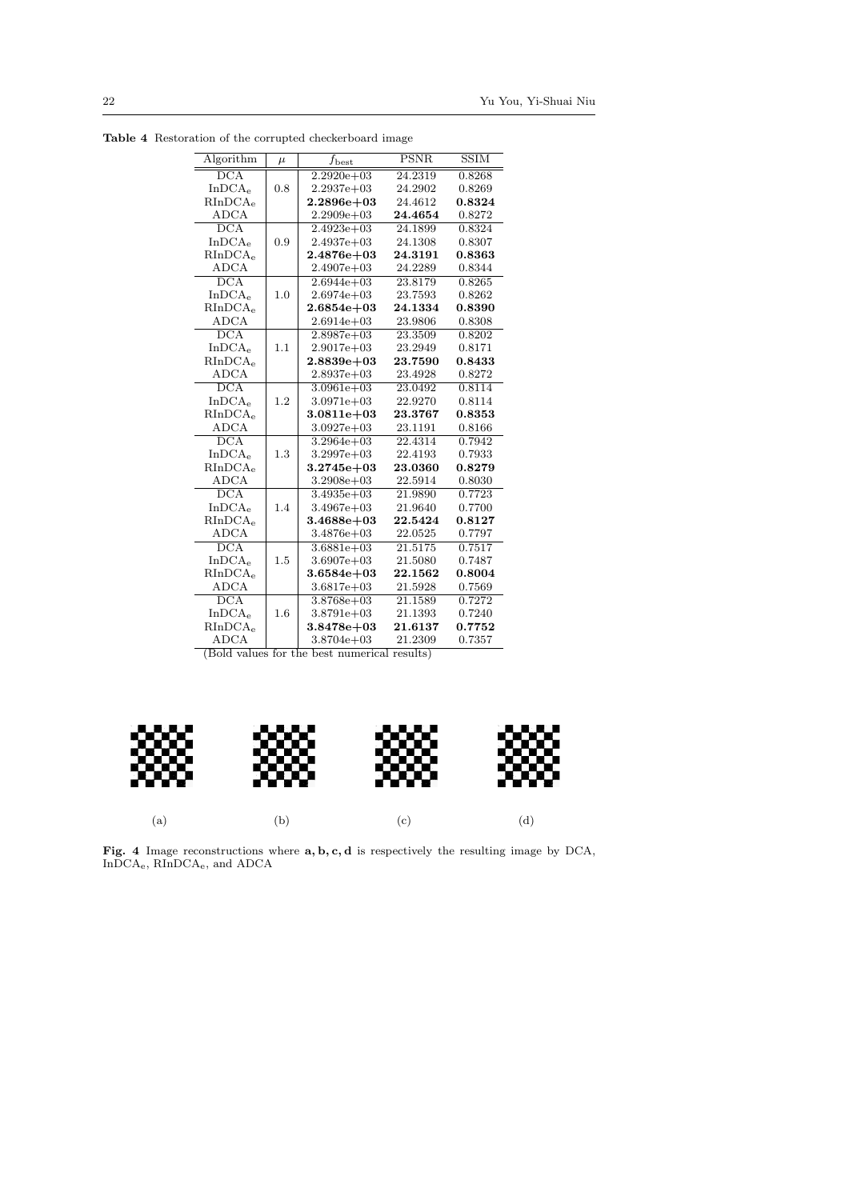**Table 4** Restoration of the corrupted checkerboard image

| Algorithm | $\mu$ | $f_{\text{best}}$ | PSNR | SSIM |
|---|---|---|---|---|
| DCA | | 2.2920e+03 | 24.2319 | 0.8268 |
| InDCA$_\text{e}$ | 0.8 | 2.2937e+03 | 24.2902 | 0.8269 |
| RInDCA$_\text{e}$ | | **2.2896e+03** | 24.4612 | **0.8324** |
| ADCA | | 2.2909e+03 | **24.4654** | 0.8272 |
| DCA | | 2.4923e+03 | 24.1899 | 0.8324 |
| InDCA$_\text{e}$ | 0.9 | 2.4937e+03 | 24.1308 | 0.8307 |
| RInDCA$_\text{e}$ | | **2.4876e+03** | **24.3191** | **0.8363** |
| ADCA | | 2.4907e+03 | 24.2289 | 0.8344 |
| DCA | | 2.6944e+03 | 23.8179 | 0.8265 |
| InDCA$_\text{e}$ | 1.0 | 2.6974e+03 | 23.7593 | 0.8262 |
| RInDCA$_\text{e}$ | | **2.6854e+03** | **24.1334** | **0.8390** |
| ADCA | | 2.6914e+03 | 23.9806 | 0.8308 |
| DCA | | 2.8987e+03 | 23.3509 | 0.8202 |
| InDCA$_\text{e}$ | 1.1 | 2.9017e+03 | 23.2949 | 0.8171 |
| RInDCA$_\text{e}$ | | **2.8839e+03** | **23.7590** | **0.8433** |
| ADCA | | 2.8937e+03 | 23.4928 | 0.8272 |
| DCA | | 3.0961e+03 | 23.0492 | 0.8114 |
| InDCA$_\text{e}$ | 1.2 | 3.0971e+03 | 22.9270 | 0.8114 |
| RInDCA$_\text{e}$ | | **3.0811e+03** | **23.3767** | **0.8353** |
| ADCA | | 3.0927e+03 | 23.1191 | 0.8166 |
| DCA | | 3.2964e+03 | 22.4314 | 0.7942 |
| InDCA$_\text{e}$ | 1.3 | 3.2997e+03 | 22.4193 | 0.7933 |
| RInDCA$_\text{e}$ | | **3.2745e+03** | **23.0360** | **0.8279** |
| ADCA | | 3.2908e+03 | 22.5914 | 0.8030 |
| DCA | | 3.4935e+03 | 21.9890 | 0.7723 |
| InDCA$_\text{e}$ | 1.4 | 3.4967e+03 | 21.9640 | 0.7700 |
| RInDCA$_\text{e}$ | | **3.4688e+03** | **22.5424** | **0.8127** |
| ADCA | | 3.4876e+03 | 22.0525 | 0.7797 |
| DCA | | 3.6881e+03 | 21.5175 | 0.7517 |
| InDCA$_\text{e}$ | 1.5 | 3.6907e+03 | 21.5080 | 0.7487 |
| RInDCA$_\text{e}$ | | **3.6584e+03** | **22.1562** | **0.8004** |
| ADCA | | 3.6817e+03 | 21.5928 | 0.7569 |
| DCA | | 3.8768e+03 | 21.1589 | 0.7272 |
| InDCA$_\text{e}$ | 1.6 | 3.8791e+03 | 21.1393 | 0.7240 |
| RInDCA$_\text{e}$ | | **3.8478e+03** | **21.6137** | **0.7752** |
| ADCA | | 3.8704e+03 | 21.2309 | 0.7357 |

(Bold values for the best numerical results)

(a) (b) (c) (d)

**Fig. 4** Image reconstructions where **a, b, c, d** is respectively the resulting image by DCA, InDCA$_\text{e}$, RInDCA$_\text{e}$, and ADCA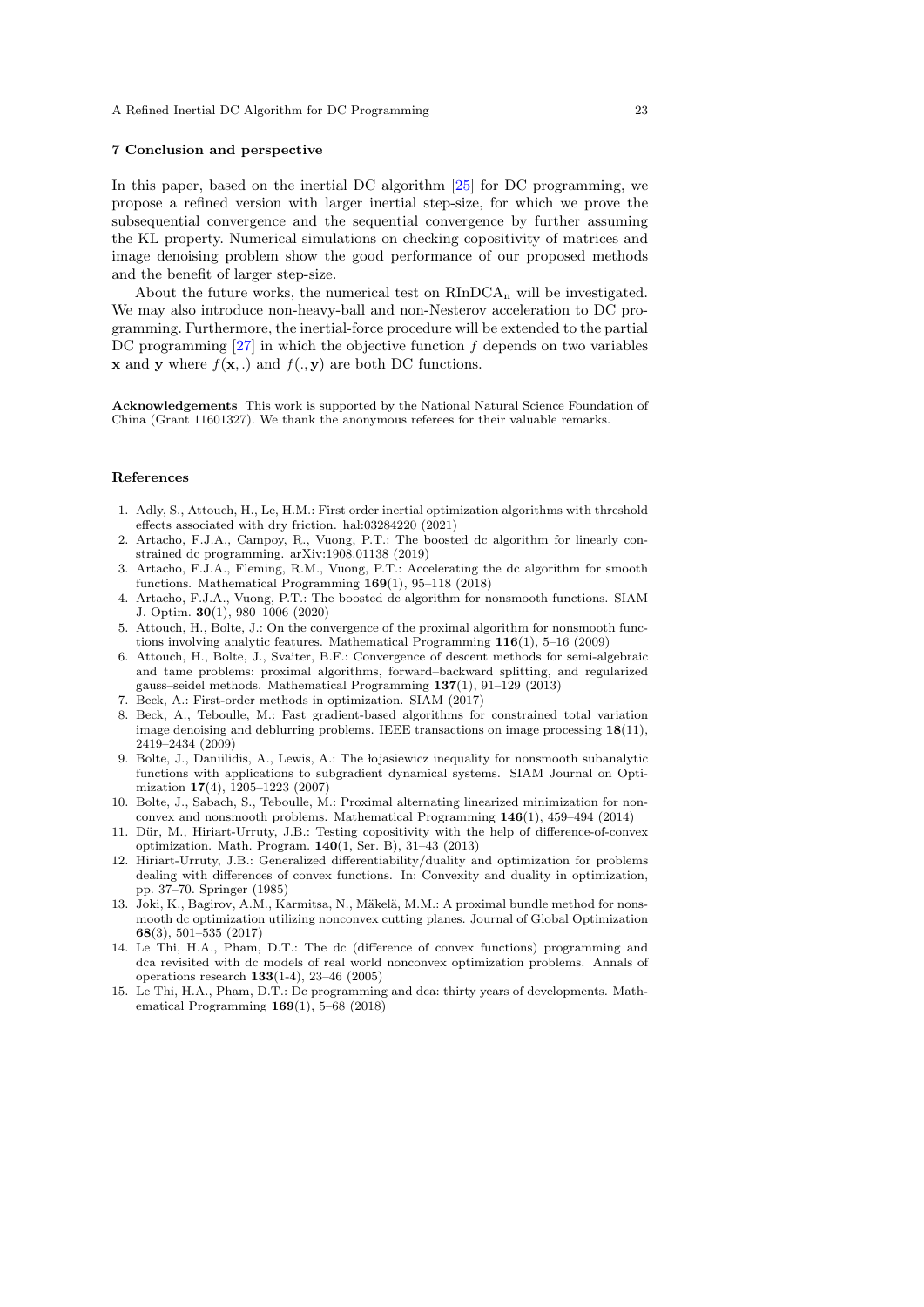## 7 Conclusion and perspective

In this paper, based on the inertial DC algorithm [25] for DC programming, we propose a refined version with larger inertial step-size, for which we prove the subsequential convergence and the sequential convergence by further assuming the KL property. Numerical simulations on checking copositivity of matrices and image denoising problem show the good performance of our proposed methods and the benefit of larger step-size.

About the future works, the numerical test on $\mathrm{RInDCA_n}$ will be investigated. We may also introduce non-heavy-ball and non-Nesterov acceleration to DC programming. Furthermore, the inertial-force procedure will be extended to the partial DC programming [27] in which the objective function $f$ depends on two variables $\mathbf{x}$ and $\mathbf{y}$ where $f(\mathbf{x},.)$ and $f(.,\mathbf{y})$ are both DC functions.

**Acknowledgements** This work is supported by the National Natural Science Foundation of China (Grant 11601327). We thank the anonymous referees for their valuable remarks.

## References

1. Adly, S., Attouch, H., Le, H.M.: First order inertial optimization algorithms with threshold effects associated with dry friction. hal:03284220 (2021)
2. Artacho, F.J.A., Campoy, R., Vuong, P.T.: The boosted dc algorithm for linearly constrained dc programming. arXiv:1908.01138 (2019)
3. Artacho, F.J.A., Fleming, R.M., Vuong, P.T.: Accelerating the dc algorithm for smooth functions. Mathematical Programming **169**(1), 95–118 (2018)
4. Artacho, F.J.A., Vuong, P.T.: The boosted dc algorithm for nonsmooth functions. SIAM J. Optim. **30**(1), 980–1006 (2020)
5. Attouch, H., Bolte, J.: On the convergence of the proximal algorithm for nonsmooth functions involving analytic features. Mathematical Programming **116**(1), 5–16 (2009)
6. Attouch, H., Bolte, J., Svaiter, B.F.: Convergence of descent methods for semi-algebraic and tame problems: proximal algorithms, forward–backward splitting, and regularized gauss–seidel methods. Mathematical Programming **137**(1), 91–129 (2013)
7. Beck, A.: First-order methods in optimization. SIAM (2017)
8. Beck, A., Teboulle, M.: Fast gradient-based algorithms for constrained total variation image denoising and deblurring problems. IEEE transactions on image processing **18**(11), 2419–2434 (2009)
9. Bolte, J., Daniilidis, A., Lewis, A.: The łojasiewicz inequality for nonsmooth subanalytic functions with applications to subgradient dynamical systems. SIAM Journal on Optimization **17**(4), 1205–1223 (2007)
10. Bolte, J., Sabach, S., Teboulle, M.: Proximal alternating linearized minimization for nonconvex and nonsmooth problems. Mathematical Programming **146**(1), 459–494 (2014)
11. Dür, M., Hiriart-Urruty, J.B.: Testing copositivity with the help of difference-of-convex optimization. Math. Program. **140**(1, Ser. B), 31–43 (2013)
12. Hiriart-Urruty, J.B.: Generalized differentiability/duality and optimization for problems dealing with differences of convex functions. In: Convexity and duality in optimization, pp. 37–70. Springer (1985)
13. Joki, K., Bagirov, A.M., Karmitsa, N., Mäkelä, M.M.: A proximal bundle method for nonsmooth dc optimization utilizing nonconvex cutting planes. Journal of Global Optimization **68**(3), 501–535 (2017)
14. Le Thi, H.A., Pham, D.T.: The dc (difference of convex functions) programming and dca revisited with dc models of real world nonconvex optimization problems. Annals of operations research **133**(1-4), 23–46 (2005)
15. Le Thi, H.A., Pham, D.T.: Dc programming and dca: thirty years of developments. Mathematical Programming **169**(1), 5–68 (2018)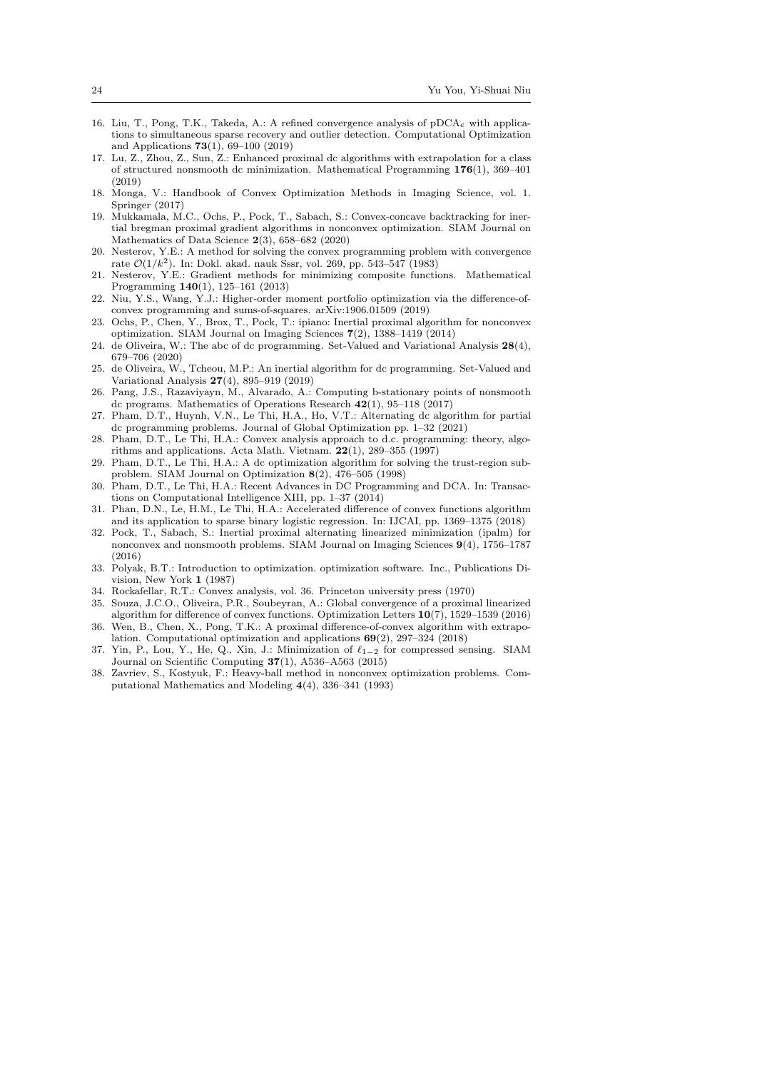16. Liu, T., Pong, T.K., Takeda, A.: A refined convergence analysis of pDCA$_e$ with applications to simultaneous sparse recovery and outlier detection. Computational Optimization and Applications **73**(1), 69–100 (2019)
17. Lu, Z., Zhou, Z., Sun, Z.: Enhanced proximal dc algorithms with extrapolation for a class of structured nonsmooth dc minimization. Mathematical Programming **176**(1), 369–401 (2019)
18. Monga, V.: Handbook of Convex Optimization Methods in Imaging Science, vol. 1. Springer (2017)
19. Mukkamala, M.C., Ochs, P., Pock, T., Sabach, S.: Convex-concave backtracking for inertial bregman proximal gradient algorithms in nonconvex optimization. SIAM Journal on Mathematics of Data Science **2**(3), 658–682 (2020)
20. Nesterov, Y.E.: A method for solving the convex programming problem with convergence rate $\mathcal{O}(1/k^2)$. In: Dokl. akad. nauk Sssr, vol. 269, pp. 543–547 (1983)
21. Nesterov, Y.E.: Gradient methods for minimizing composite functions. Mathematical Programming **140**(1), 125–161 (2013)
22. Niu, Y.S., Wang, Y.J.: Higher-order moment portfolio optimization via the difference-of-convex programming and sums-of-squares. arXiv:1906.01509 (2019)
23. Ochs, P., Chen, Y., Brox, T., Pock, T.: ipiano: Inertial proximal algorithm for nonconvex optimization. SIAM Journal on Imaging Sciences **7**(2), 1388–1419 (2014)
24. de Oliveira, W.: The abc of dc programming. Set-Valued and Variational Analysis **28**(4), 679–706 (2020)
25. de Oliveira, W., Tcheou, M.P.: An inertial algorithm for dc programming. Set-Valued and Variational Analysis **27**(4), 895–919 (2019)
26. Pang, J.S., Razaviyayn, M., Alvarado, A.: Computing b-stationary points of nonsmooth dc programs. Mathematics of Operations Research **42**(1), 95–118 (2017)
27. Pham, D.T., Huynh, V.N., Le Thi, H.A., Ho, V.T.: Alternating dc algorithm for partial dc programming problems. Journal of Global Optimization pp. 1–32 (2021)
28. Pham, D.T., Le Thi, H.A.: Convex analysis approach to d.c. programming: theory, algorithms and applications. Acta Math. Vietnam. **22**(1), 289–355 (1997)
29. Pham, D.T., Le Thi, H.A.: A dc optimization algorithm for solving the trust-region subproblem. SIAM Journal on Optimization **8**(2), 476–505 (1998)
30. Pham, D.T., Le Thi, H.A.: Recent Advances in DC Programming and DCA. In: Transactions on Computational Intelligence XIII, pp. 1–37 (2014)
31. Phan, D.N., Le, H.M., Le Thi, H.A.: Accelerated difference of convex functions algorithm and its application to sparse binary logistic regression. In: IJCAI, pp. 1369–1375 (2018)
32. Pock, T., Sabach, S.: Inertial proximal alternating linearized minimization (ipalm) for nonconvex and nonsmooth problems. SIAM Journal on Imaging Sciences **9**(4), 1756–1787 (2016)
33. Polyak, B.T.: Introduction to optimization. optimization software. Inc., Publications Division, New York **1** (1987)
34. Rockafellar, R.T.: Convex analysis, vol. 36. Princeton university press (1970)
35. Souza, J.C.O., Oliveira, P.R., Soubeyran, A.: Global convergence of a proximal linearized algorithm for difference of convex functions. Optimization Letters **10**(7), 1529–1539 (2016)
36. Wen, B., Chen, X., Pong, T.K.: A proximal difference-of-convex algorithm with extrapolation. Computational optimization and applications **69**(2), 297–324 (2018)
37. Yin, P., Lou, Y., He, Q., Xin, J.: Minimization of $\ell_{1-2}$ for compressed sensing. SIAM Journal on Scientific Computing **37**(1), A536–A563 (2015)
38. Zavriev, S., Kostyuk, F.: Heavy-ball method in nonconvex optimization problems. Computational Mathematics and Modeling **4**(4), 336–341 (1993)